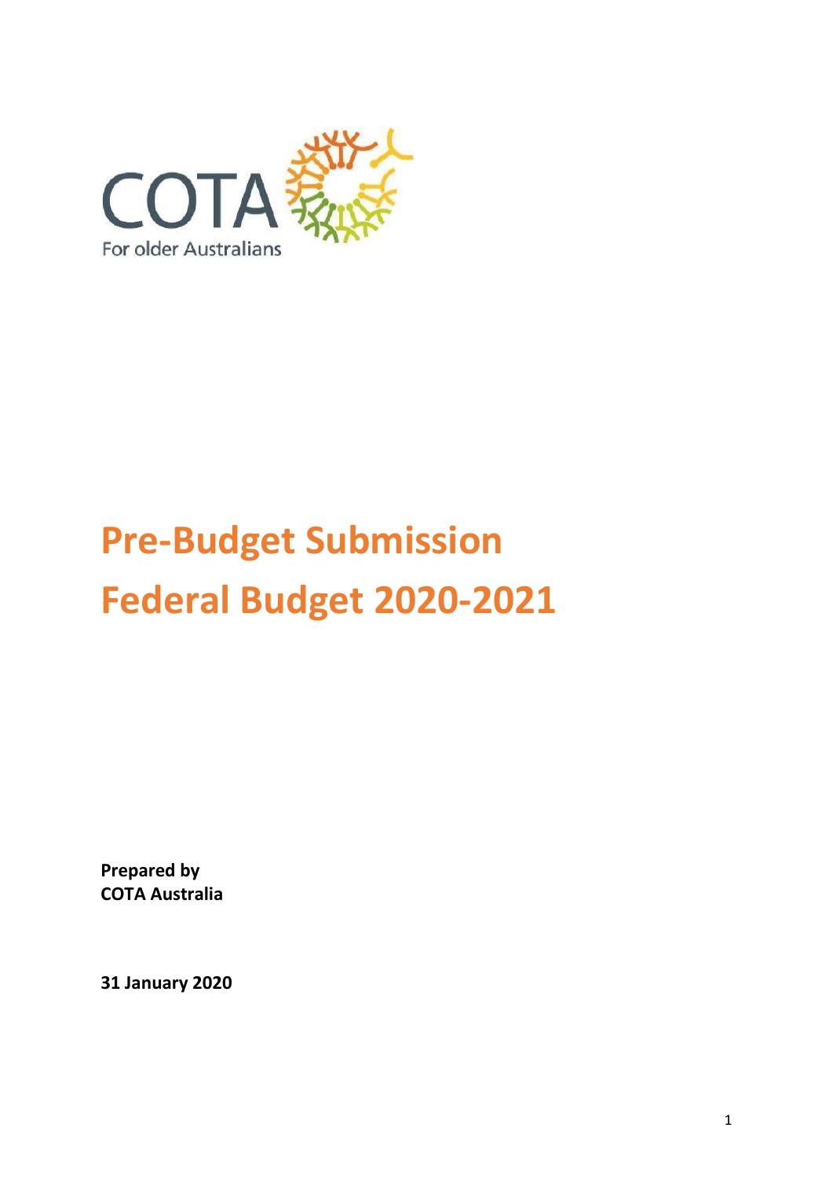COTA

For older Australians

# Pre-Budget Submission
# Federal Budget 2020-2021

**Prepared by**
**COTA Australia**

**31 January 2020**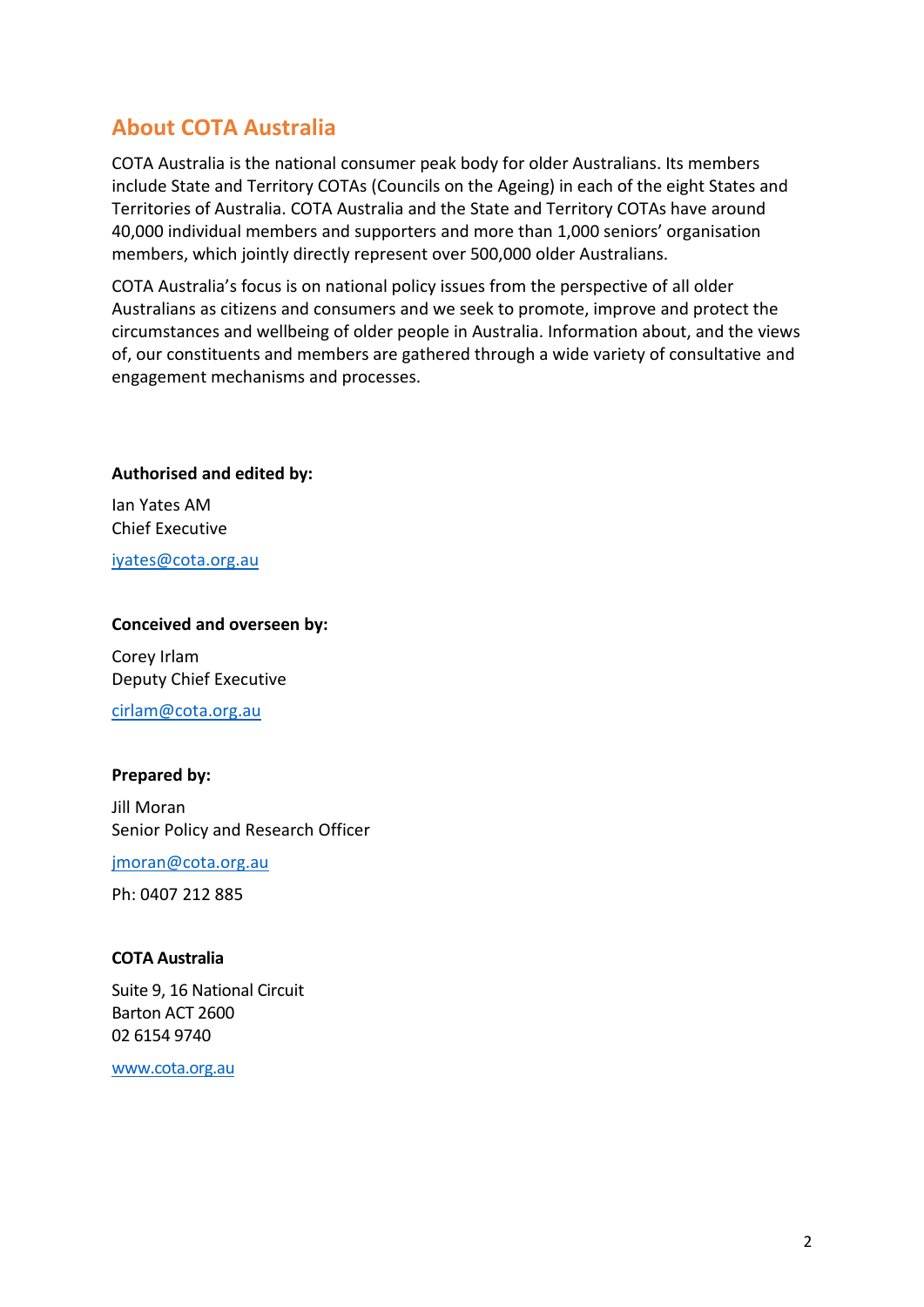## About COTA Australia

COTA Australia is the national consumer peak body for older Australians. Its members include State and Territory COTAs (Councils on the Ageing) in each of the eight States and Territories of Australia. COTA Australia and the State and Territory COTAs have around 40,000 individual members and supporters and more than 1,000 seniors' organisation members, which jointly directly represent over 500,000 older Australians.

COTA Australia's focus is on national policy issues from the perspective of all older Australians as citizens and consumers and we seek to promote, improve and protect the circumstances and wellbeing of older people in Australia. Information about, and the views of, our constituents and members are gathered through a wide variety of consultative and engagement mechanisms and processes.

**Authorised and edited by:**

Ian Yates AM
Chief Executive

iyates@cota.org.au

**Conceived and overseen by:**

Corey Irlam
Deputy Chief Executive

cirlam@cota.org.au

**Prepared by:**

Jill Moran
Senior Policy and Research Officer

jmoran@cota.org.au

Ph: 0407 212 885

**COTA Australia**

Suite 9, 16 National Circuit
Barton ACT 2600
02 6154 9740

www.cota.org.au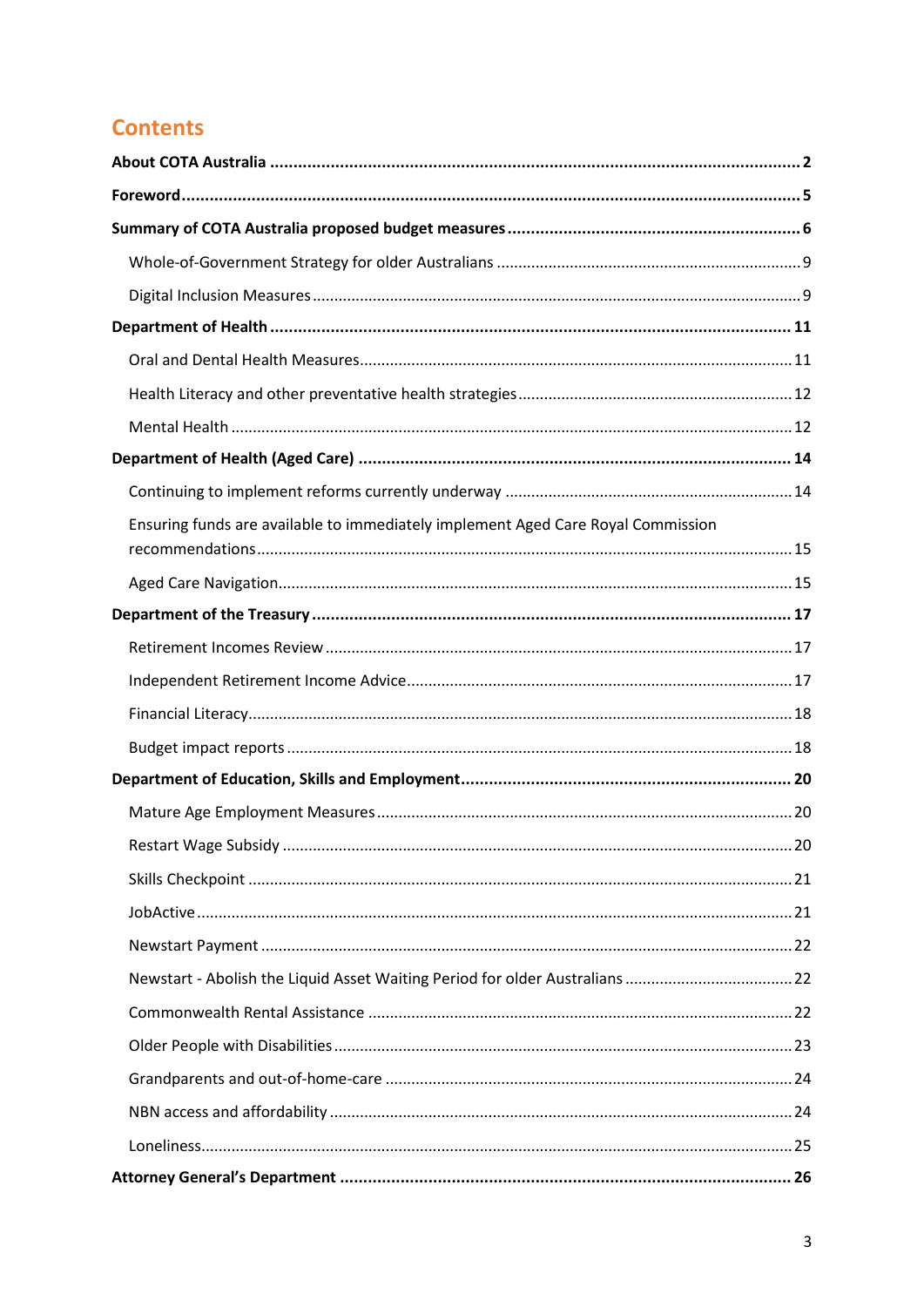# Contents

**About COTA Australia** ..... **2**

**Foreword** ..... **5**

**Summary of COTA Australia proposed budget measures** ..... **6**

- Whole-of-Government Strategy for older Australians ..... 9
- Digital Inclusion Measures ..... 9

**Department of Health** ..... **11**

- Oral and Dental Health Measures ..... 11
- Health Literacy and other preventative health strategies ..... 12
- Mental Health ..... 12

**Department of Health (Aged Care)** ..... **14**

- Continuing to implement reforms currently underway ..... 14
- Ensuring funds are available to immediately implement Aged Care Royal Commission recommendations ..... 15
- Aged Care Navigation ..... 15

**Department of the Treasury** ..... **17**

- Retirement Incomes Review ..... 17
- Independent Retirement Income Advice ..... 17
- Financial Literacy ..... 18
- Budget impact reports ..... 18

**Department of Education, Skills and Employment** ..... **20**

- Mature Age Employment Measures ..... 20
- Restart Wage Subsidy ..... 20
- Skills Checkpoint ..... 21
- JobActive ..... 21
- Newstart Payment ..... 22
- Newstart - Abolish the Liquid Asset Waiting Period for older Australians ..... 22
- Commonwealth Rental Assistance ..... 22
- Older People with Disabilities ..... 23
- Grandparents and out-of-home-care ..... 24
- NBN access and affordability ..... 24
- Loneliness ..... 25

**Attorney General's Department** ..... **26**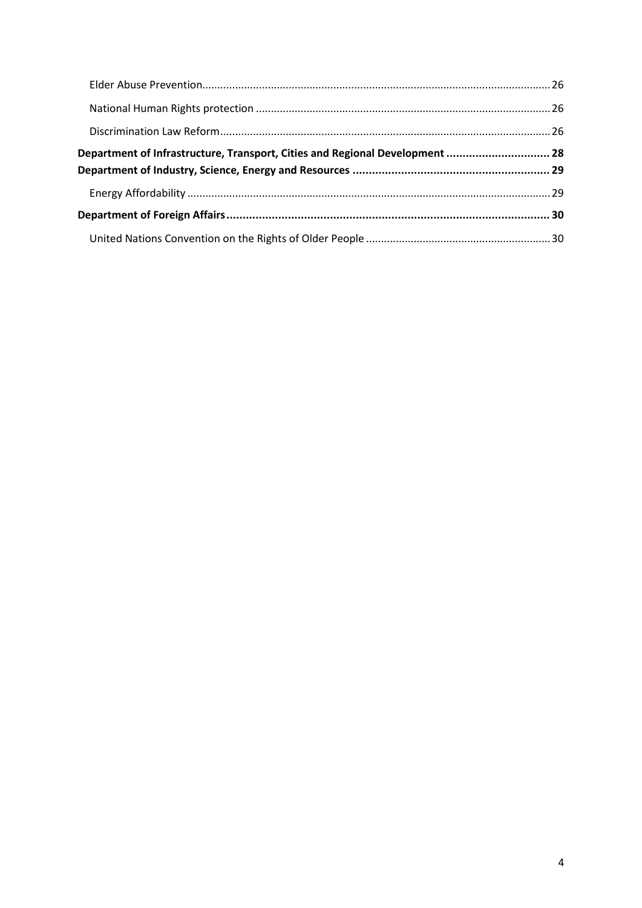- Elder Abuse Prevention ........ 26
- National Human Rights protection ........ 26
- Discrimination Law Reform ........ 26

**Department of Infrastructure, Transport, Cities and Regional Development ........ 28**

**Department of Industry, Science, Energy and Resources ........ 29**

- Energy Affordability ........ 29

**Department of Foreign Affairs ........ 30**

- United Nations Convention on the Rights of Older People ........ 30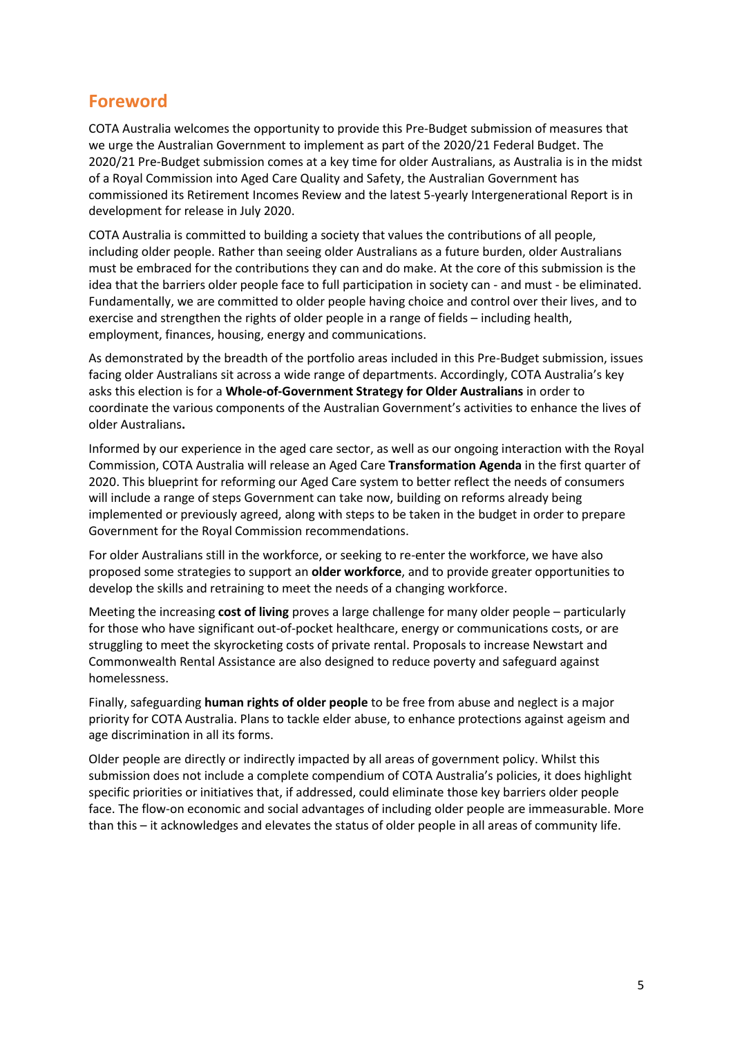## Foreword

COTA Australia welcomes the opportunity to provide this Pre-Budget submission of measures that we urge the Australian Government to implement as part of the 2020/21 Federal Budget. The 2020/21 Pre-Budget submission comes at a key time for older Australians, as Australia is in the midst of a Royal Commission into Aged Care Quality and Safety, the Australian Government has commissioned its Retirement Incomes Review and the latest 5-yearly Intergenerational Report is in development for release in July 2020.

COTA Australia is committed to building a society that values the contributions of all people, including older people. Rather than seeing older Australians as a future burden, older Australians must be embraced for the contributions they can and do make. At the core of this submission is the idea that the barriers older people face to full participation in society can - and must - be eliminated. Fundamentally, we are committed to older people having choice and control over their lives, and to exercise and strengthen the rights of older people in a range of fields – including health, employment, finances, housing, energy and communications.

As demonstrated by the breadth of the portfolio areas included in this Pre-Budget submission, issues facing older Australians sit across a wide range of departments. Accordingly, COTA Australia's key asks this election is for a **Whole-of-Government Strategy for Older Australians** in order to coordinate the various components of the Australian Government's activities to enhance the lives of older Australians**.**

Informed by our experience in the aged care sector, as well as our ongoing interaction with the Royal Commission, COTA Australia will release an Aged Care **Transformation Agenda** in the first quarter of 2020. This blueprint for reforming our Aged Care system to better reflect the needs of consumers will include a range of steps Government can take now, building on reforms already being implemented or previously agreed, along with steps to be taken in the budget in order to prepare Government for the Royal Commission recommendations.

For older Australians still in the workforce, or seeking to re-enter the workforce, we have also proposed some strategies to support an **older workforce**, and to provide greater opportunities to develop the skills and retraining to meet the needs of a changing workforce.

Meeting the increasing **cost of living** proves a large challenge for many older people – particularly for those who have significant out-of-pocket healthcare, energy or communications costs, or are struggling to meet the skyrocketing costs of private rental. Proposals to increase Newstart and Commonwealth Rental Assistance are also designed to reduce poverty and safeguard against homelessness.

Finally, safeguarding **human rights of older people** to be free from abuse and neglect is a major priority for COTA Australia. Plans to tackle elder abuse, to enhance protections against ageism and age discrimination in all its forms.

Older people are directly or indirectly impacted by all areas of government policy. Whilst this submission does not include a complete compendium of COTA Australia's policies, it does highlight specific priorities or initiatives that, if addressed, could eliminate those key barriers older people face. The flow-on economic and social advantages of including older people are immeasurable. More than this – it acknowledges and elevates the status of older people in all areas of community life.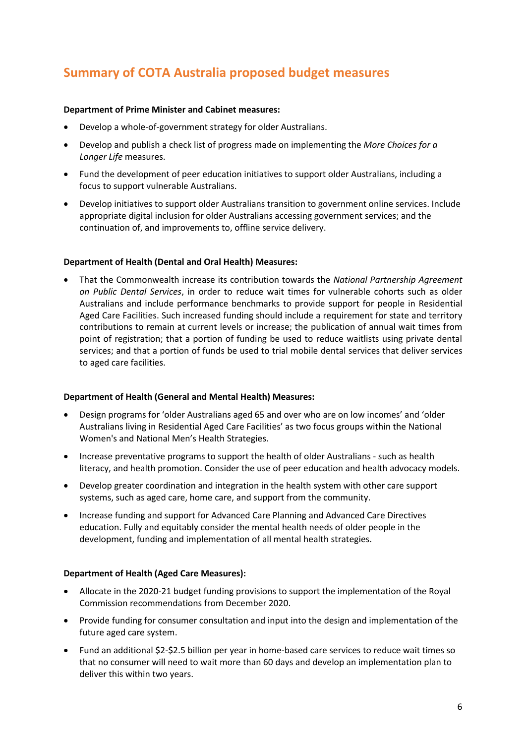## Summary of COTA Australia proposed budget measures

**Department of Prime Minister and Cabinet measures:**

- Develop a whole-of-government strategy for older Australians.
- Develop and publish a check list of progress made on implementing the *More Choices for a Longer Life* measures.
- Fund the development of peer education initiatives to support older Australians, including a focus to support vulnerable Australians.
- Develop initiatives to support older Australians transition to government online services. Include appropriate digital inclusion for older Australians accessing government services; and the continuation of, and improvements to, offline service delivery.

**Department of Health (Dental and Oral Health) Measures:**

- That the Commonwealth increase its contribution towards the *National Partnership Agreement on Public Dental Services*, in order to reduce wait times for vulnerable cohorts such as older Australians and include performance benchmarks to provide support for people in Residential Aged Care Facilities. Such increased funding should include a requirement for state and territory contributions to remain at current levels or increase; the publication of annual wait times from point of registration; that a portion of funding be used to reduce waitlists using private dental services; and that a portion of funds be used to trial mobile dental services that deliver services to aged care facilities.

**Department of Health (General and Mental Health) Measures:**

- Design programs for 'older Australians aged 65 and over who are on low incomes' and 'older Australians living in Residential Aged Care Facilities' as two focus groups within the National Women's and National Men's Health Strategies.
- Increase preventative programs to support the health of older Australians - such as health literacy, and health promotion. Consider the use of peer education and health advocacy models.
- Develop greater coordination and integration in the health system with other care support systems, such as aged care, home care, and support from the community.
- Increase funding and support for Advanced Care Planning and Advanced Care Directives education. Fully and equitably consider the mental health needs of older people in the development, funding and implementation of all mental health strategies.

**Department of Health (Aged Care Measures):**

- Allocate in the 2020-21 budget funding provisions to support the implementation of the Royal Commission recommendations from December 2020.
- Provide funding for consumer consultation and input into the design and implementation of the future aged care system.
- Fund an additional $2-$2.5 billion per year in home-based care services to reduce wait times so that no consumer will need to wait more than 60 days and develop an implementation plan to deliver this within two years.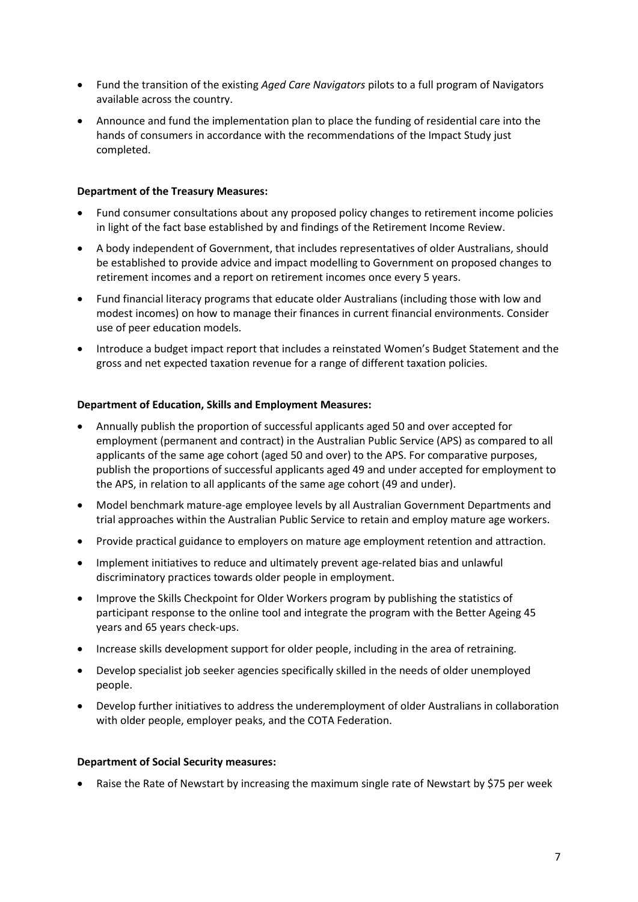- Fund the transition of the existing *Aged Care Navigators* pilots to a full program of Navigators available across the country.
- Announce and fund the implementation plan to place the funding of residential care into the hands of consumers in accordance with the recommendations of the Impact Study just completed.

**Department of the Treasury Measures:**

- Fund consumer consultations about any proposed policy changes to retirement income policies in light of the fact base established by and findings of the Retirement Income Review.
- A body independent of Government, that includes representatives of older Australians, should be established to provide advice and impact modelling to Government on proposed changes to retirement incomes and a report on retirement incomes once every 5 years.
- Fund financial literacy programs that educate older Australians (including those with low and modest incomes) on how to manage their finances in current financial environments. Consider use of peer education models.
- Introduce a budget impact report that includes a reinstated Women's Budget Statement and the gross and net expected taxation revenue for a range of different taxation policies.

**Department of Education, Skills and Employment Measures:**

- Annually publish the proportion of successful applicants aged 50 and over accepted for employment (permanent and contract) in the Australian Public Service (APS) as compared to all applicants of the same age cohort (aged 50 and over) to the APS. For comparative purposes, publish the proportions of successful applicants aged 49 and under accepted for employment to the APS, in relation to all applicants of the same age cohort (49 and under).
- Model benchmark mature-age employee levels by all Australian Government Departments and trial approaches within the Australian Public Service to retain and employ mature age workers.
- Provide practical guidance to employers on mature age employment retention and attraction.
- Implement initiatives to reduce and ultimately prevent age-related bias and unlawful discriminatory practices towards older people in employment.
- Improve the Skills Checkpoint for Older Workers program by publishing the statistics of participant response to the online tool and integrate the program with the Better Ageing 45 years and 65 years check-ups.
- Increase skills development support for older people, including in the area of retraining.
- Develop specialist job seeker agencies specifically skilled in the needs of older unemployed people.
- Develop further initiatives to address the underemployment of older Australians in collaboration with older people, employer peaks, and the COTA Federation.

**Department of Social Security measures:**

- Raise the Rate of Newstart by increasing the maximum single rate of Newstart by $75 per week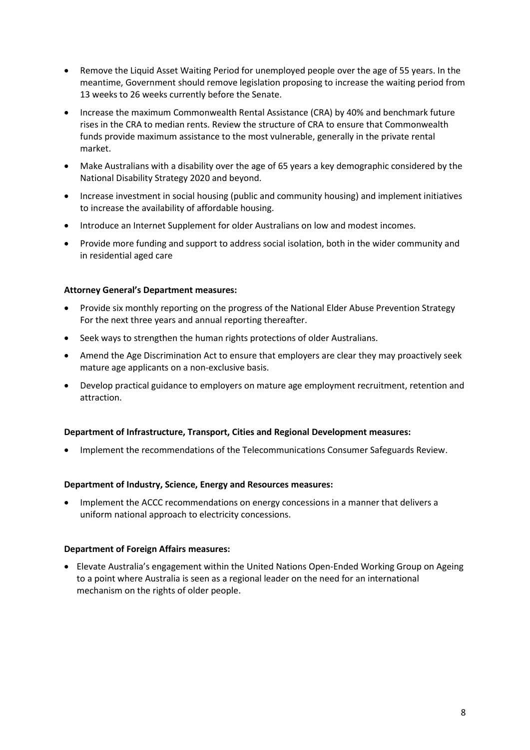- Remove the Liquid Asset Waiting Period for unemployed people over the age of 55 years. In the meantime, Government should remove legislation proposing to increase the waiting period from 13 weeks to 26 weeks currently before the Senate.
- Increase the maximum Commonwealth Rental Assistance (CRA) by 40% and benchmark future rises in the CRA to median rents. Review the structure of CRA to ensure that Commonwealth funds provide maximum assistance to the most vulnerable, generally in the private rental market.
- Make Australians with a disability over the age of 65 years a key demographic considered by the National Disability Strategy 2020 and beyond.
- Increase investment in social housing (public and community housing) and implement initiatives to increase the availability of affordable housing.
- Introduce an Internet Supplement for older Australians on low and modest incomes.
- Provide more funding and support to address social isolation, both in the wider community and in residential aged care

**Attorney General's Department measures:**

- Provide six monthly reporting on the progress of the National Elder Abuse Prevention Strategy For the next three years and annual reporting thereafter.
- Seek ways to strengthen the human rights protections of older Australians.
- Amend the Age Discrimination Act to ensure that employers are clear they may proactively seek mature age applicants on a non-exclusive basis.
- Develop practical guidance to employers on mature age employment recruitment, retention and attraction.

**Department of Infrastructure, Transport, Cities and Regional Development measures:**

- Implement the recommendations of the Telecommunications Consumer Safeguards Review.

**Department of Industry, Science, Energy and Resources measures:**

- Implement the ACCC recommendations on energy concessions in a manner that delivers a uniform national approach to electricity concessions.

**Department of Foreign Affairs measures:**

- Elevate Australia's engagement within the United Nations Open-Ended Working Group on Ageing to a point where Australia is seen as a regional leader on the need for an international mechanism on the rights of older people.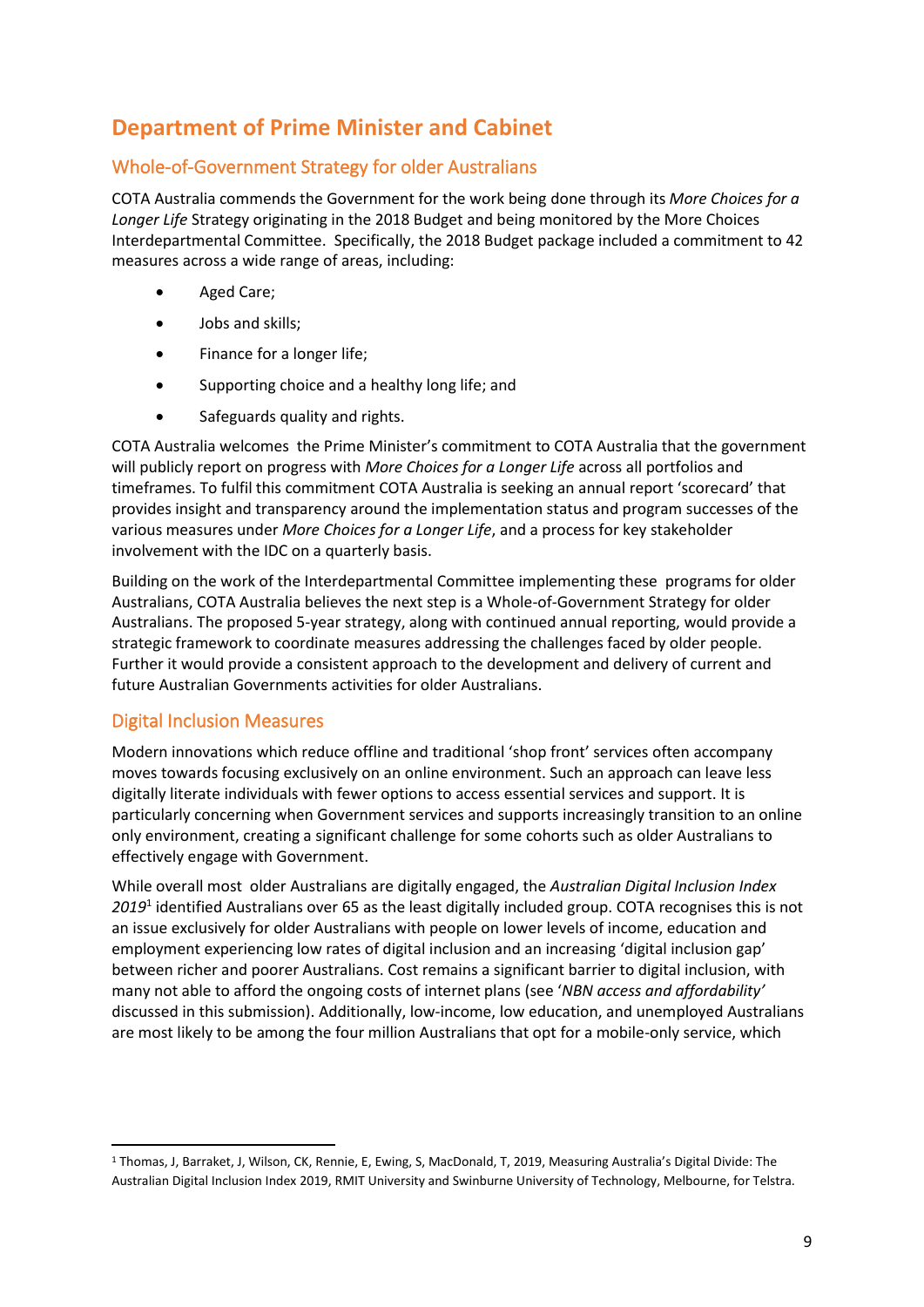# Department of Prime Minister and Cabinet

## Whole-of-Government Strategy for older Australians

COTA Australia commends the Government for the work being done through its *More Choices for a Longer Life* Strategy originating in the 2018 Budget and being monitored by the More Choices Interdepartmental Committee. Specifically, the 2018 Budget package included a commitment to 42 measures across a wide range of areas, including:

- Aged Care;
- Jobs and skills;
- Finance for a longer life;
- Supporting choice and a healthy long life; and
- Safeguards quality and rights.

COTA Australia welcomes the Prime Minister's commitment to COTA Australia that the government will publicly report on progress with *More Choices for a Longer Life* across all portfolios and timeframes. To fulfil this commitment COTA Australia is seeking an annual report 'scorecard' that provides insight and transparency around the implementation status and program successes of the various measures under *More Choices for a Longer Life*, and a process for key stakeholder involvement with the IDC on a quarterly basis.

Building on the work of the Interdepartmental Committee implementing these programs for older Australians, COTA Australia believes the next step is a Whole-of-Government Strategy for older Australians. The proposed 5-year strategy, along with continued annual reporting, would provide a strategic framework to coordinate measures addressing the challenges faced by older people. Further it would provide a consistent approach to the development and delivery of current and future Australian Governments activities for older Australians.

## Digital Inclusion Measures

Modern innovations which reduce offline and traditional 'shop front' services often accompany moves towards focusing exclusively on an online environment. Such an approach can leave less digitally literate individuals with fewer options to access essential services and support. It is particularly concerning when Government services and supports increasingly transition to an online only environment, creating a significant challenge for some cohorts such as older Australians to effectively engage with Government.

While overall most older Australians are digitally engaged, the *Australian Digital Inclusion Index 2019*[1] identified Australians over 65 as the least digitally included group. COTA recognises this is not an issue exclusively for older Australians with people on lower levels of income, education and employment experiencing low rates of digital inclusion and an increasing 'digital inclusion gap' between richer and poorer Australians. Cost remains a significant barrier to digital inclusion, with many not able to afford the ongoing costs of internet plans (see '*NBN access and affordability'* discussed in this submission). Additionally, low-income, low education, and unemployed Australians are most likely to be among the four million Australians that opt for a mobile-only service, which

[1] Thomas, J, Barraket, J, Wilson, CK, Rennie, E, Ewing, S, MacDonald, T, 2019, Measuring Australia's Digital Divide: The Australian Digital Inclusion Index 2019, RMIT University and Swinburne University of Technology, Melbourne, for Telstra.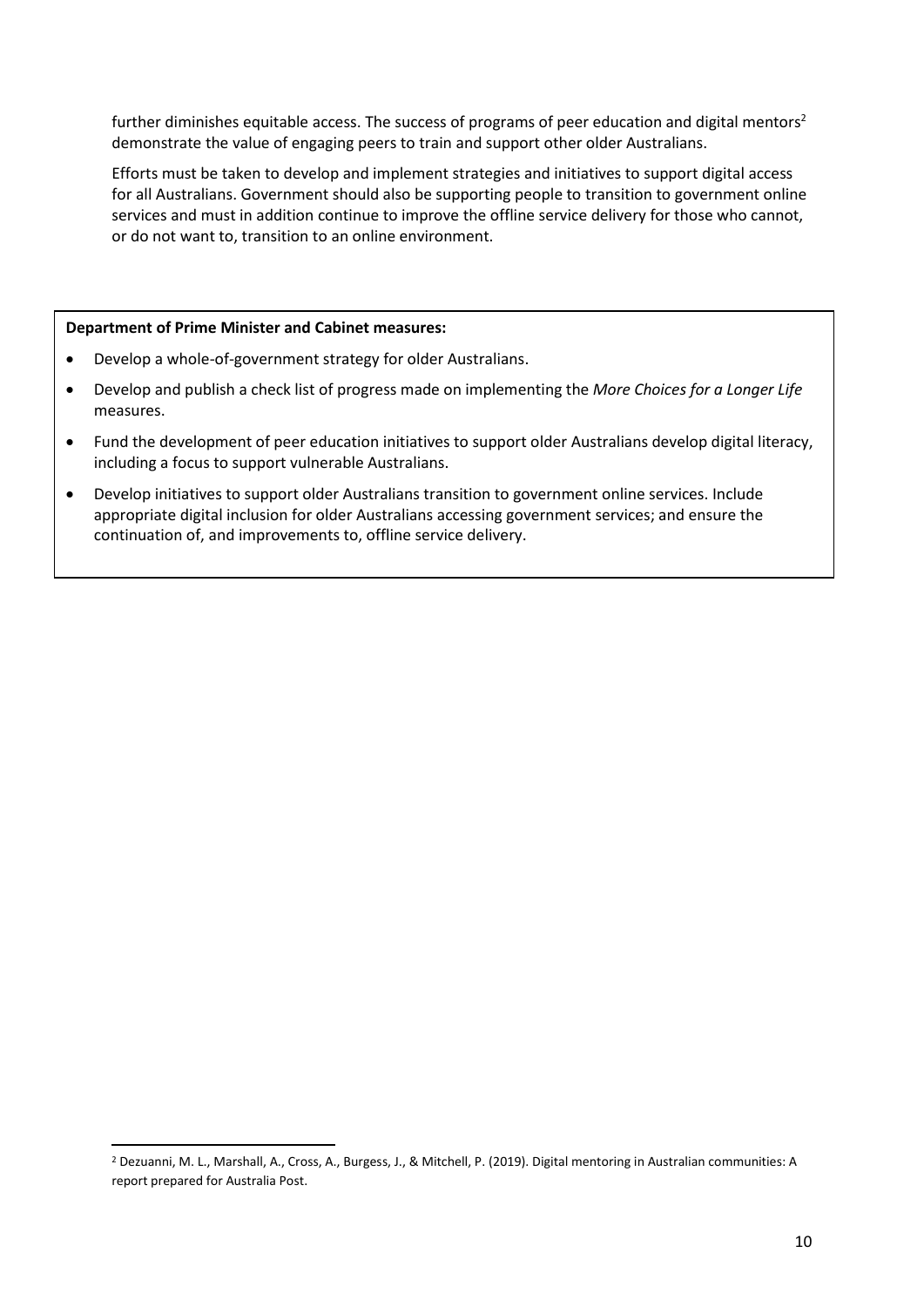further diminishes equitable access. The success of programs of peer education and digital mentors[2] demonstrate the value of engaging peers to train and support other older Australians.

Efforts must be taken to develop and implement strategies and initiatives to support digital access for all Australians. Government should also be supporting people to transition to government online services and must in addition continue to improve the offline service delivery for those who cannot, or do not want to, transition to an online environment.

**Department of Prime Minister and Cabinet measures:**

- Develop a whole-of-government strategy for older Australians.
- Develop and publish a check list of progress made on implementing the *More Choices for a Longer Life* measures.
- Fund the development of peer education initiatives to support older Australians develop digital literacy, including a focus to support vulnerable Australians.
- Develop initiatives to support older Australians transition to government online services. Include appropriate digital inclusion for older Australians accessing government services; and ensure the continuation of, and improvements to, offline service delivery.

---

[2] Dezuanni, M. L., Marshall, A., Cross, A., Burgess, J., & Mitchell, P. (2019). Digital mentoring in Australian communities: A report prepared for Australia Post.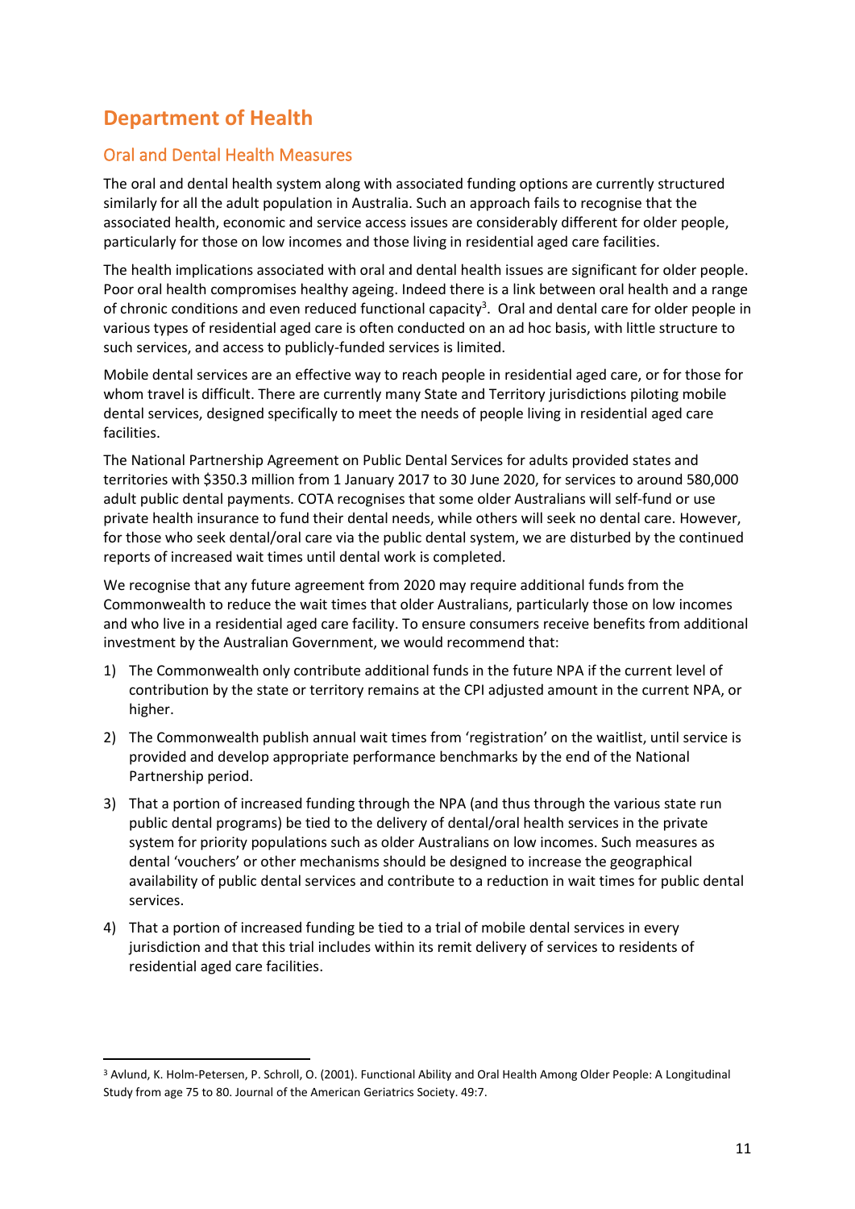# Department of Health

## Oral and Dental Health Measures

The oral and dental health system along with associated funding options are currently structured similarly for all the adult population in Australia. Such an approach fails to recognise that the associated health, economic and service access issues are considerably different for older people, particularly for those on low incomes and those living in residential aged care facilities.

The health implications associated with oral and dental health issues are significant for older people. Poor oral health compromises healthy ageing. Indeed there is a link between oral health and a range of chronic conditions and even reduced functional capacity[3]. Oral and dental care for older people in various types of residential aged care is often conducted on an ad hoc basis, with little structure to such services, and access to publicly-funded services is limited.

Mobile dental services are an effective way to reach people in residential aged care, or for those for whom travel is difficult. There are currently many State and Territory jurisdictions piloting mobile dental services, designed specifically to meet the needs of people living in residential aged care facilities.

The National Partnership Agreement on Public Dental Services for adults provided states and territories with $350.3 million from 1 January 2017 to 30 June 2020, for services to around 580,000 adult public dental payments. COTA recognises that some older Australians will self-fund or use private health insurance to fund their dental needs, while others will seek no dental care. However, for those who seek dental/oral care via the public dental system, we are disturbed by the continued reports of increased wait times until dental work is completed.

We recognise that any future agreement from 2020 may require additional funds from the Commonwealth to reduce the wait times that older Australians, particularly those on low incomes and who live in a residential aged care facility. To ensure consumers receive benefits from additional investment by the Australian Government, we would recommend that:

1) The Commonwealth only contribute additional funds in the future NPA if the current level of contribution by the state or territory remains at the CPI adjusted amount in the current NPA, or higher.
2) The Commonwealth publish annual wait times from 'registration' on the waitlist, until service is provided and develop appropriate performance benchmarks by the end of the National Partnership period.
3) That a portion of increased funding through the NPA (and thus through the various state run public dental programs) be tied to the delivery of dental/oral health services in the private system for priority populations such as older Australians on low incomes. Such measures as dental 'vouchers' or other mechanisms should be designed to increase the geographical availability of public dental services and contribute to a reduction in wait times for public dental services.
4) That a portion of increased funding be tied to a trial of mobile dental services in every jurisdiction and that this trial includes within its remit delivery of services to residents of residential aged care facilities.

---

[3] Avlund, K. Holm-Petersen, P. Schroll, O. (2001). Functional Ability and Oral Health Among Older People: A Longitudinal Study from age 75 to 80. Journal of the American Geriatrics Society. 49:7.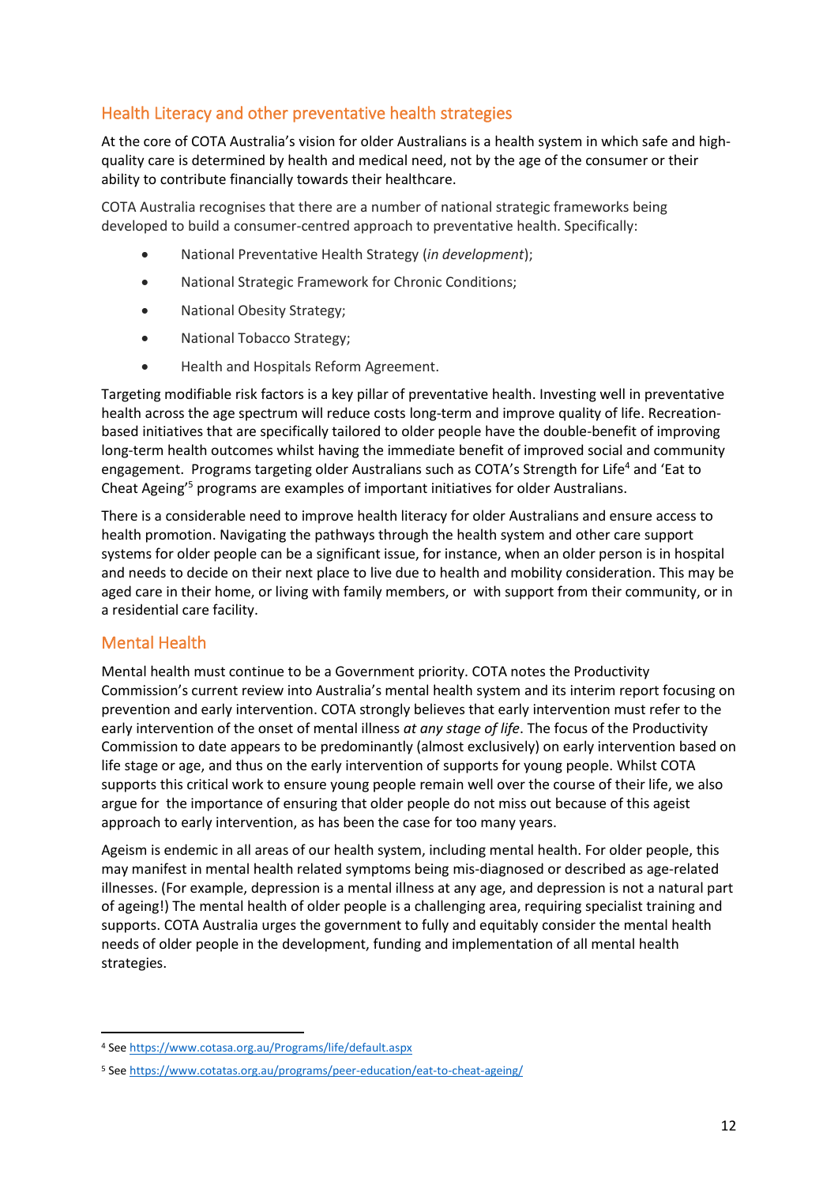## Health Literacy and other preventative health strategies

At the core of COTA Australia's vision for older Australians is a health system in which safe and high-quality care is determined by health and medical need, not by the age of the consumer or their ability to contribute financially towards their healthcare.

COTA Australia recognises that there are a number of national strategic frameworks being developed to build a consumer-centred approach to preventative health. Specifically:

- National Preventative Health Strategy (*in development*);
- National Strategic Framework for Chronic Conditions;
- National Obesity Strategy;
- National Tobacco Strategy;
- Health and Hospitals Reform Agreement.

Targeting modifiable risk factors is a key pillar of preventative health. Investing well in preventative health across the age spectrum will reduce costs long-term and improve quality of life. Recreation-based initiatives that are specifically tailored to older people have the double-benefit of improving long-term health outcomes whilst having the immediate benefit of improved social and community engagement. Programs targeting older Australians such as COTA's Strength for Life[4] and 'Eat to Cheat Ageing'[5] programs are examples of important initiatives for older Australians.

There is a considerable need to improve health literacy for older Australians and ensure access to health promotion. Navigating the pathways through the health system and other care support systems for older people can be a significant issue, for instance, when an older person is in hospital and needs to decide on their next place to live due to health and mobility consideration. This may be aged care in their home, or living with family members, or with support from their community, or in a residential care facility.

## Mental Health

Mental health must continue to be a Government priority. COTA notes the Productivity Commission's current review into Australia's mental health system and its interim report focusing on prevention and early intervention. COTA strongly believes that early intervention must refer to the early intervention of the onset of mental illness *at any stage of life*. The focus of the Productivity Commission to date appears to be predominantly (almost exclusively) on early intervention based on life stage or age, and thus on the early intervention of supports for young people. Whilst COTA supports this critical work to ensure young people remain well over the course of their life, we also argue for the importance of ensuring that older people do not miss out because of this ageist approach to early intervention, as has been the case for too many years.

Ageism is endemic in all areas of our health system, including mental health. For older people, this may manifest in mental health related symptoms being mis-diagnosed or described as age-related illnesses. (For example, depression is a mental illness at any age, and depression is not a natural part of ageing!) The mental health of older people is a challenging area, requiring specialist training and supports. COTA Australia urges the government to fully and equitably consider the mental health needs of older people in the development, funding and implementation of all mental health strategies.

---

[4] See https://www.cotasa.org.au/Programs/life/default.aspx

[5] See https://www.cotatas.org.au/programs/peer-education/eat-to-cheat-ageing/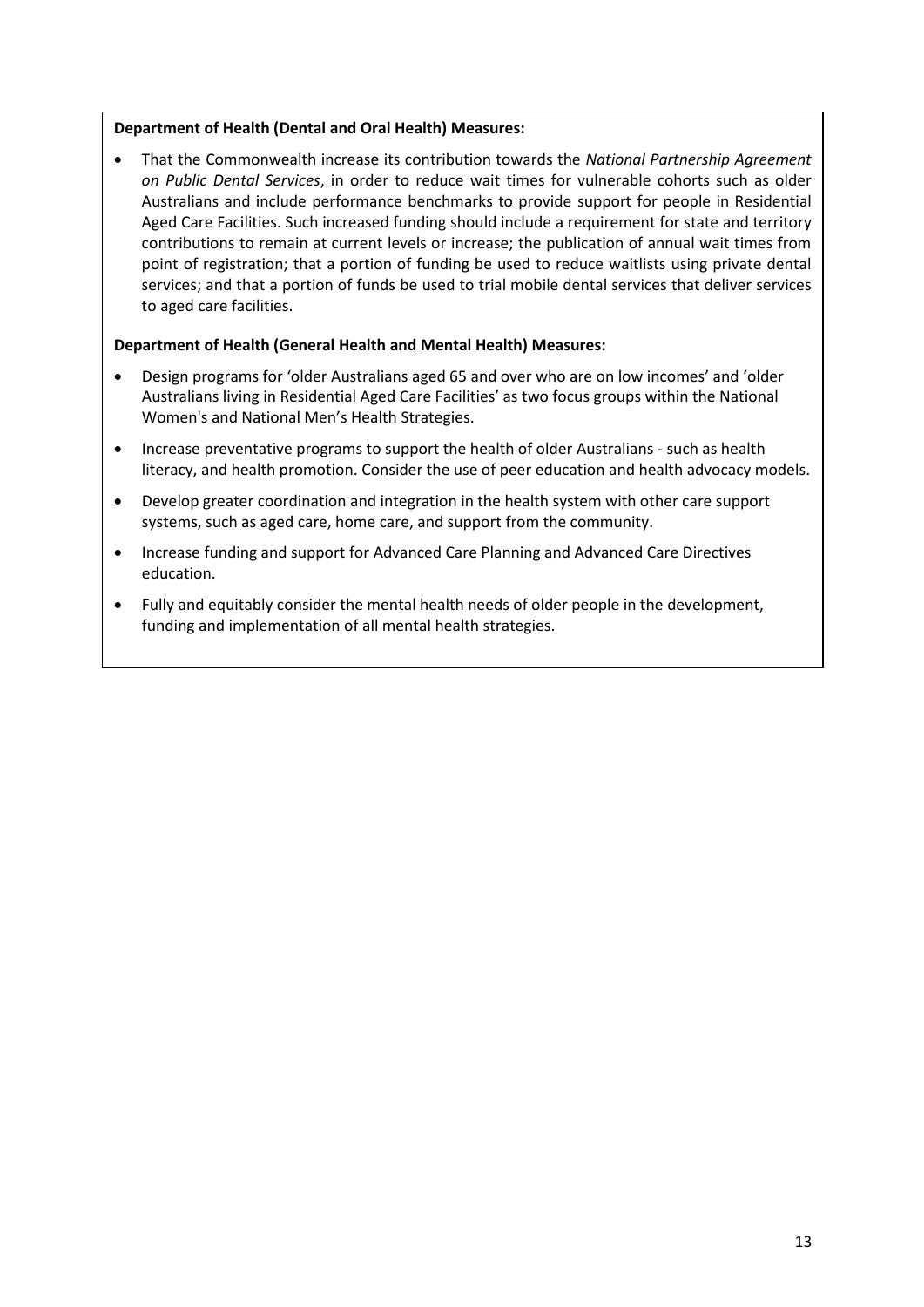**Department of Health (Dental and Oral Health) Measures:**

- That the Commonwealth increase its contribution towards the *National Partnership Agreement on Public Dental Services*, in order to reduce wait times for vulnerable cohorts such as older Australians and include performance benchmarks to provide support for people in Residential Aged Care Facilities. Such increased funding should include a requirement for state and territory contributions to remain at current levels or increase; the publication of annual wait times from point of registration; that a portion of funding be used to reduce waitlists using private dental services; and that a portion of funds be used to trial mobile dental services that deliver services to aged care facilities.

**Department of Health (General Health and Mental Health) Measures:**

- Design programs for 'older Australians aged 65 and over who are on low incomes' and 'older Australians living in Residential Aged Care Facilities' as two focus groups within the National Women's and National Men's Health Strategies.
- Increase preventative programs to support the health of older Australians - such as health literacy, and health promotion. Consider the use of peer education and health advocacy models.
- Develop greater coordination and integration in the health system with other care support systems, such as aged care, home care, and support from the community.
- Increase funding and support for Advanced Care Planning and Advanced Care Directives education.
- Fully and equitably consider the mental health needs of older people in the development, funding and implementation of all mental health strategies.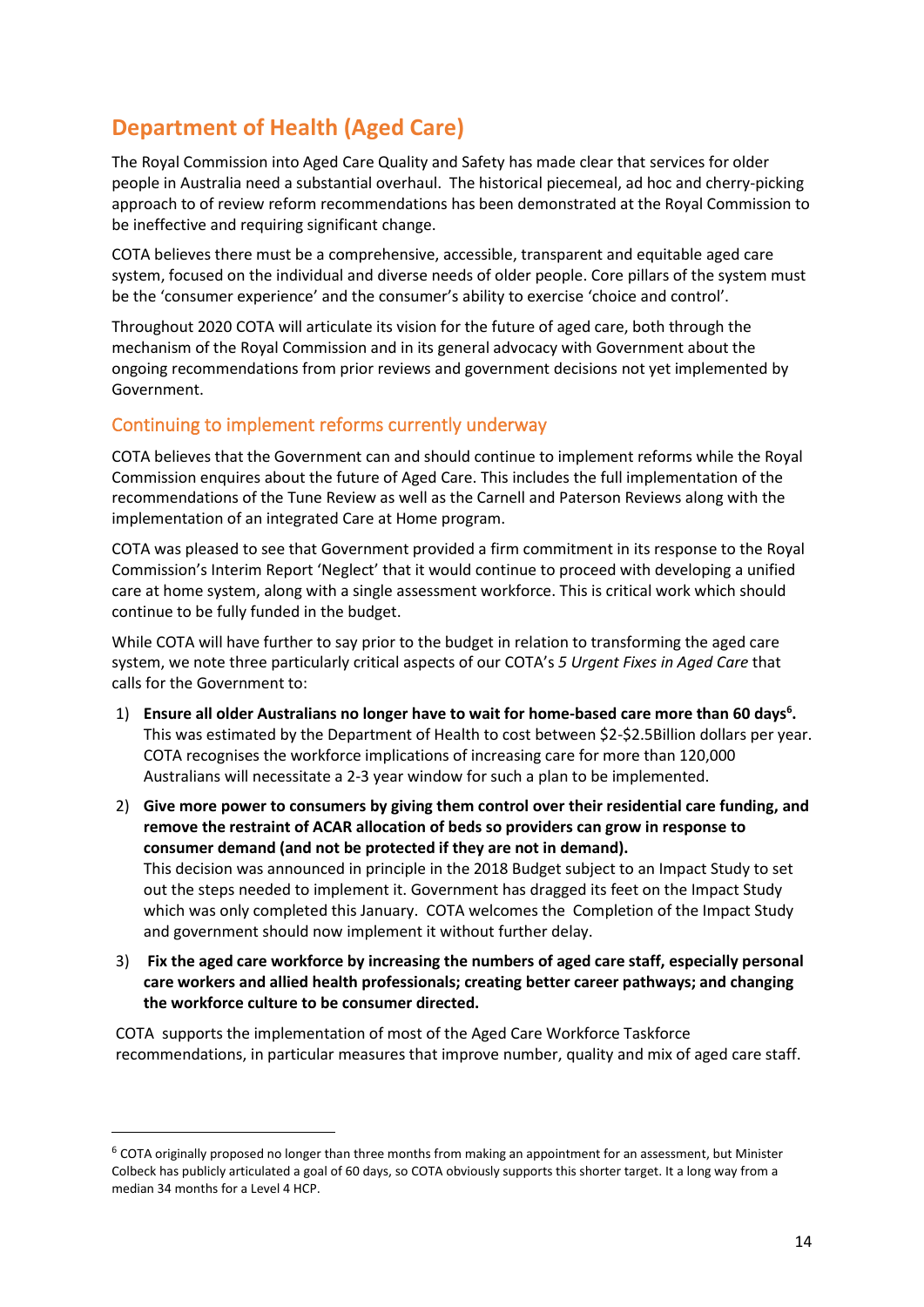## Department of Health (Aged Care)

The Royal Commission into Aged Care Quality and Safety has made clear that services for older people in Australia need a substantial overhaul. The historical piecemeal, ad hoc and cherry-picking approach to of review reform recommendations has been demonstrated at the Royal Commission to be ineffective and requiring significant change.

COTA believes there must be a comprehensive, accessible, transparent and equitable aged care system, focused on the individual and diverse needs of older people. Core pillars of the system must be the 'consumer experience' and the consumer's ability to exercise 'choice and control'.

Throughout 2020 COTA will articulate its vision for the future of aged care, both through the mechanism of the Royal Commission and in its general advocacy with Government about the ongoing recommendations from prior reviews and government decisions not yet implemented by Government.

### Continuing to implement reforms currently underway

COTA believes that the Government can and should continue to implement reforms while the Royal Commission enquires about the future of Aged Care. This includes the full implementation of the recommendations of the Tune Review as well as the Carnell and Paterson Reviews along with the implementation of an integrated Care at Home program.

COTA was pleased to see that Government provided a firm commitment in its response to the Royal Commission's Interim Report 'Neglect' that it would continue to proceed with developing a unified care at home system, along with a single assessment workforce. This is critical work which should continue to be fully funded in the budget.

While COTA will have further to say prior to the budget in relation to transforming the aged care system, we note three particularly critical aspects of our COTA's *5 Urgent Fixes in Aged Care* that calls for the Government to:

1) **Ensure all older Australians no longer have to wait for home-based care more than 60 days[6].** This was estimated by the Department of Health to cost between $2-$2.5Billion dollars per year. COTA recognises the workforce implications of increasing care for more than 120,000 Australians will necessitate a 2-3 year window for such a plan to be implemented.
2) **Give more power to consumers by giving them control over their residential care funding, and remove the restraint of ACAR allocation of beds so providers can grow in response to consumer demand (and not be protected if they are not in demand).** This decision was announced in principle in the 2018 Budget subject to an Impact Study to set out the steps needed to implement it. Government has dragged its feet on the Impact Study which was only completed this January. COTA welcomes the Completion of the Impact Study and government should now implement it without further delay.
3) **Fix the aged care workforce by increasing the numbers of aged care staff, especially personal care workers and allied health professionals; creating better career pathways; and changing the workforce culture to be consumer directed.**

COTA supports the implementation of most of the Aged Care Workforce Taskforce recommendations, in particular measures that improve number, quality and mix of aged care staff.

---

[6] COTA originally proposed no longer than three months from making an appointment for an assessment, but Minister Colbeck has publicly articulated a goal of 60 days, so COTA obviously supports this shorter target. It a long way from a median 34 months for a Level 4 HCP.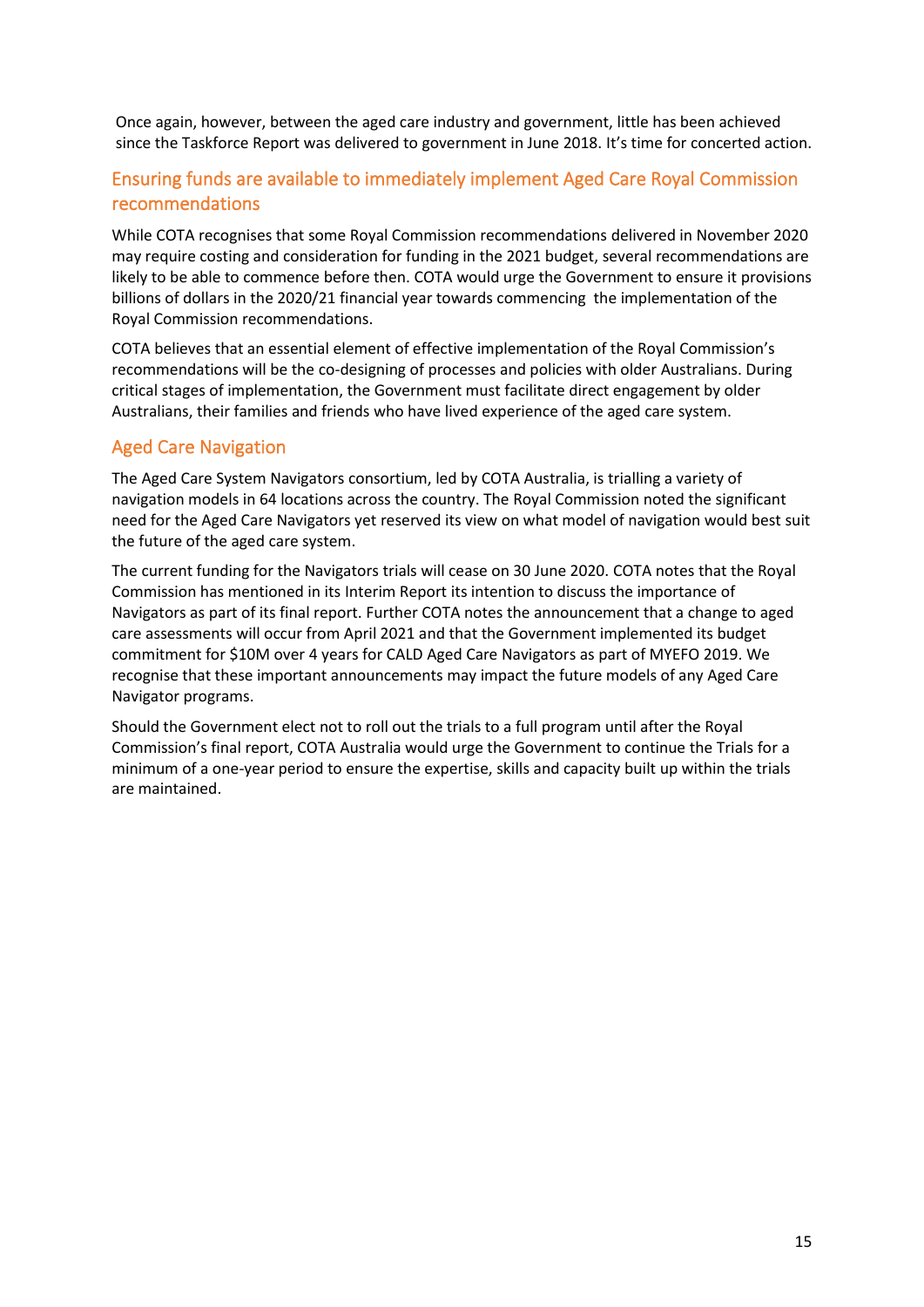Once again, however, between the aged care industry and government, little has been achieved since the Taskforce Report was delivered to government in June 2018. It's time for concerted action.

## Ensuring funds are available to immediately implement Aged Care Royal Commission recommendations

While COTA recognises that some Royal Commission recommendations delivered in November 2020 may require costing and consideration for funding in the 2021 budget, several recommendations are likely to be able to commence before then. COTA would urge the Government to ensure it provisions billions of dollars in the 2020/21 financial year towards commencing the implementation of the Royal Commission recommendations.

COTA believes that an essential element of effective implementation of the Royal Commission's recommendations will be the co-designing of processes and policies with older Australians. During critical stages of implementation, the Government must facilitate direct engagement by older Australians, their families and friends who have lived experience of the aged care system.

## Aged Care Navigation

The Aged Care System Navigators consortium, led by COTA Australia, is trialling a variety of navigation models in 64 locations across the country. The Royal Commission noted the significant need for the Aged Care Navigators yet reserved its view on what model of navigation would best suit the future of the aged care system.

The current funding for the Navigators trials will cease on 30 June 2020. COTA notes that the Royal Commission has mentioned in its Interim Report its intention to discuss the importance of Navigators as part of its final report. Further COTA notes the announcement that a change to aged care assessments will occur from April 2021 and that the Government implemented its budget commitment for $10M over 4 years for CALD Aged Care Navigators as part of MYEFO 2019. We recognise that these important announcements may impact the future models of any Aged Care Navigator programs.

Should the Government elect not to roll out the trials to a full program until after the Royal Commission's final report, COTA Australia would urge the Government to continue the Trials for a minimum of a one-year period to ensure the expertise, skills and capacity built up within the trials are maintained.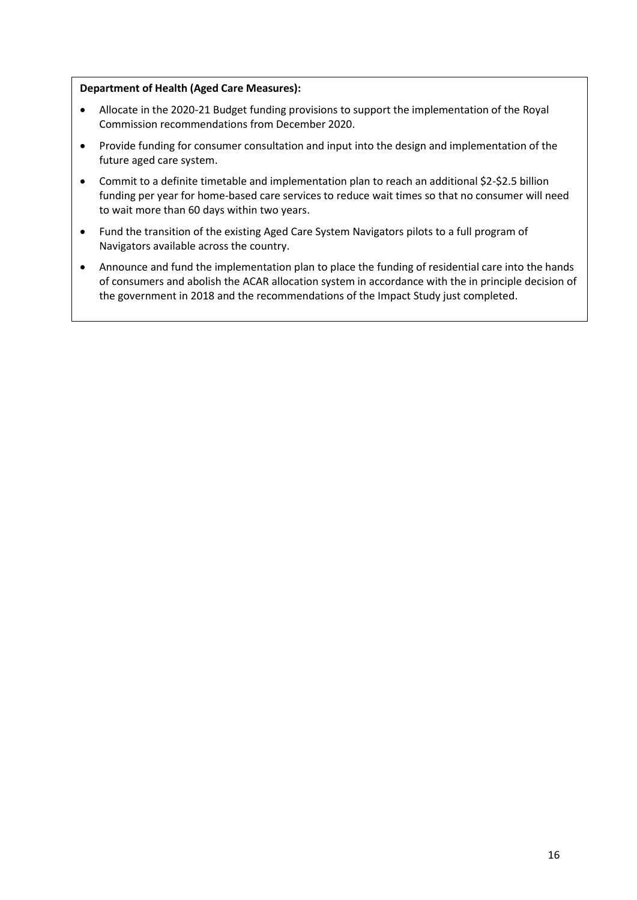**Department of Health (Aged Care Measures):**

- Allocate in the 2020-21 Budget funding provisions to support the implementation of the Royal Commission recommendations from December 2020.
- Provide funding for consumer consultation and input into the design and implementation of the future aged care system.
- Commit to a definite timetable and implementation plan to reach an additional $2-$2.5 billion funding per year for home-based care services to reduce wait times so that no consumer will need to wait more than 60 days within two years.
- Fund the transition of the existing Aged Care System Navigators pilots to a full program of Navigators available across the country.
- Announce and fund the implementation plan to place the funding of residential care into the hands of consumers and abolish the ACAR allocation system in accordance with the in principle decision of the government in 2018 and the recommendations of the Impact Study just completed.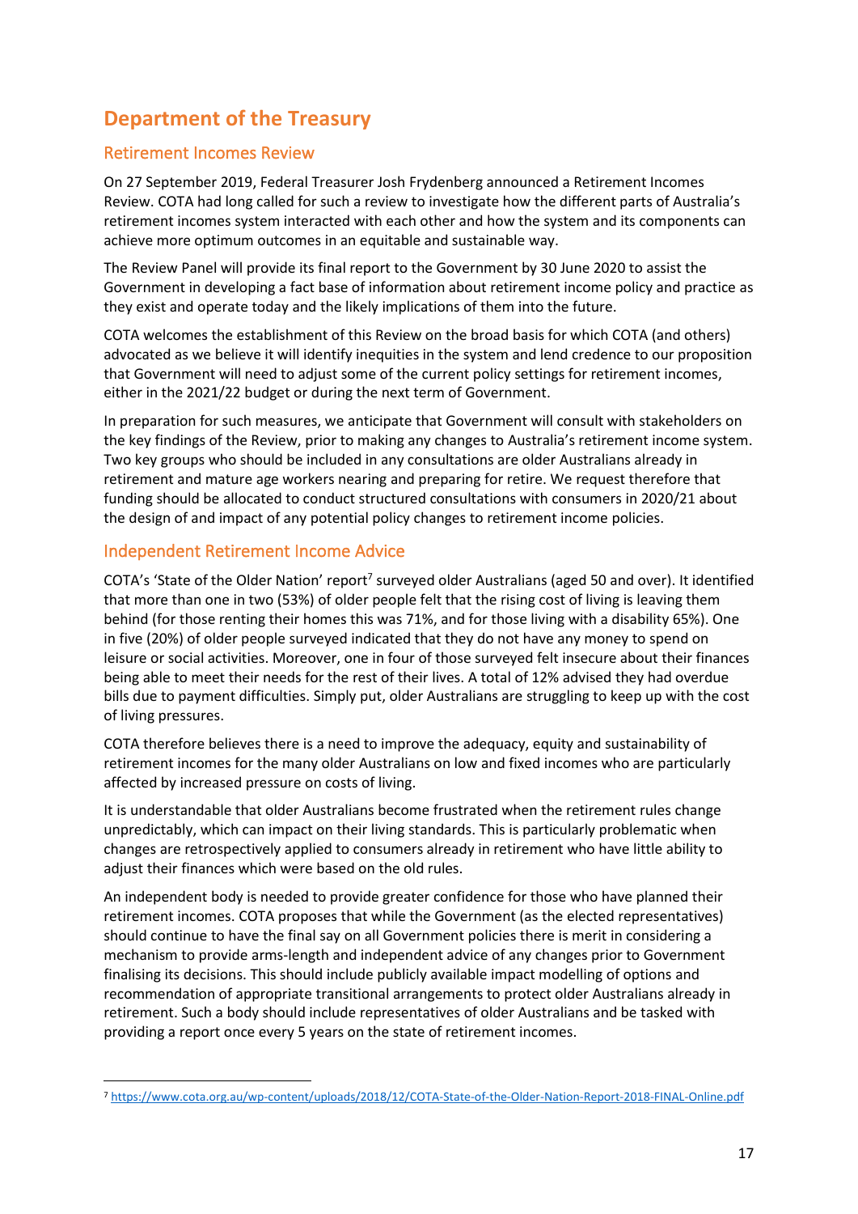# Department of the Treasury

## Retirement Incomes Review

On 27 September 2019, Federal Treasurer Josh Frydenberg announced a Retirement Incomes Review. COTA had long called for such a review to investigate how the different parts of Australia's retirement incomes system interacted with each other and how the system and its components can achieve more optimum outcomes in an equitable and sustainable way.

The Review Panel will provide its final report to the Government by 30 June 2020 to assist the Government in developing a fact base of information about retirement income policy and practice as they exist and operate today and the likely implications of them into the future.

COTA welcomes the establishment of this Review on the broad basis for which COTA (and others) advocated as we believe it will identify inequities in the system and lend credence to our proposition that Government will need to adjust some of the current policy settings for retirement incomes, either in the 2021/22 budget or during the next term of Government.

In preparation for such measures, we anticipate that Government will consult with stakeholders on the key findings of the Review, prior to making any changes to Australia's retirement income system. Two key groups who should be included in any consultations are older Australians already in retirement and mature age workers nearing and preparing for retire. We request therefore that funding should be allocated to conduct structured consultations with consumers in 2020/21 about the design of and impact of any potential policy changes to retirement income policies.

## Independent Retirement Income Advice

COTA's 'State of the Older Nation' report[7] surveyed older Australians (aged 50 and over). It identified that more than one in two (53%) of older people felt that the rising cost of living is leaving them behind (for those renting their homes this was 71%, and for those living with a disability 65%). One in five (20%) of older people surveyed indicated that they do not have any money to spend on leisure or social activities. Moreover, one in four of those surveyed felt insecure about their finances being able to meet their needs for the rest of their lives. A total of 12% advised they had overdue bills due to payment difficulties. Simply put, older Australians are struggling to keep up with the cost of living pressures.

COTA therefore believes there is a need to improve the adequacy, equity and sustainability of retirement incomes for the many older Australians on low and fixed incomes who are particularly affected by increased pressure on costs of living.

It is understandable that older Australians become frustrated when the retirement rules change unpredictably, which can impact on their living standards. This is particularly problematic when changes are retrospectively applied to consumers already in retirement who have little ability to adjust their finances which were based on the old rules.

An independent body is needed to provide greater confidence for those who have planned their retirement incomes. COTA proposes that while the Government (as the elected representatives) should continue to have the final say on all Government policies there is merit in considering a mechanism to provide arms-length and independent advice of any changes prior to Government finalising its decisions. This should include publicly available impact modelling of options and recommendation of appropriate transitional arrangements to protect older Australians already in retirement. Such a body should include representatives of older Australians and be tasked with providing a report once every 5 years on the state of retirement incomes.

---

[7] https://www.cota.org.au/wp-content/uploads/2018/12/COTA-State-of-the-Older-Nation-Report-2018-FINAL-Online.pdf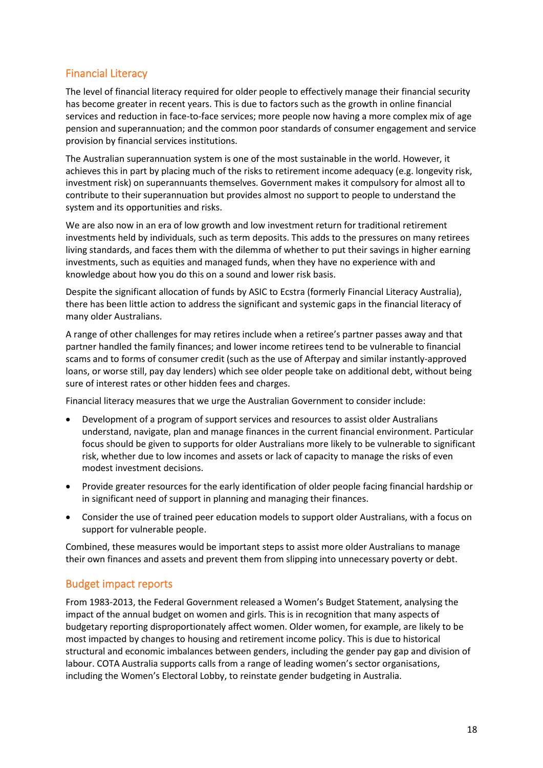## Financial Literacy

The level of financial literacy required for older people to effectively manage their financial security has become greater in recent years. This is due to factors such as the growth in online financial services and reduction in face-to-face services; more people now having a more complex mix of age pension and superannuation; and the common poor standards of consumer engagement and service provision by financial services institutions.

The Australian superannuation system is one of the most sustainable in the world. However, it achieves this in part by placing much of the risks to retirement income adequacy (e.g. longevity risk, investment risk) on superannuants themselves. Government makes it compulsory for almost all to contribute to their superannuation but provides almost no support to people to understand the system and its opportunities and risks.

We are also now in an era of low growth and low investment return for traditional retirement investments held by individuals, such as term deposits. This adds to the pressures on many retirees living standards, and faces them with the dilemma of whether to put their savings in higher earning investments, such as equities and managed funds, when they have no experience with and knowledge about how you do this on a sound and lower risk basis.

Despite the significant allocation of funds by ASIC to Ecstra (formerly Financial Literacy Australia), there has been little action to address the significant and systemic gaps in the financial literacy of many older Australians.

A range of other challenges for may retires include when a retiree's partner passes away and that partner handled the family finances; and lower income retirees tend to be vulnerable to financial scams and to forms of consumer credit (such as the use of Afterpay and similar instantly-approved loans, or worse still, pay day lenders) which see older people take on additional debt, without being sure of interest rates or other hidden fees and charges.

Financial literacy measures that we urge the Australian Government to consider include:

- Development of a program of support services and resources to assist older Australians understand, navigate, plan and manage finances in the current financial environment. Particular focus should be given to supports for older Australians more likely to be vulnerable to significant risk, whether due to low incomes and assets or lack of capacity to manage the risks of even modest investment decisions.
- Provide greater resources for the early identification of older people facing financial hardship or in significant need of support in planning and managing their finances.
- Consider the use of trained peer education models to support older Australians, with a focus on support for vulnerable people.

Combined, these measures would be important steps to assist more older Australians to manage their own finances and assets and prevent them from slipping into unnecessary poverty or debt.

## Budget impact reports

From 1983-2013, the Federal Government released a Women's Budget Statement, analysing the impact of the annual budget on women and girls. This is in recognition that many aspects of budgetary reporting disproportionately affect women. Older women, for example, are likely to be most impacted by changes to housing and retirement income policy. This is due to historical structural and economic imbalances between genders, including the gender pay gap and division of labour. COTA Australia supports calls from a range of leading women's sector organisations, including the Women's Electoral Lobby, to reinstate gender budgeting in Australia.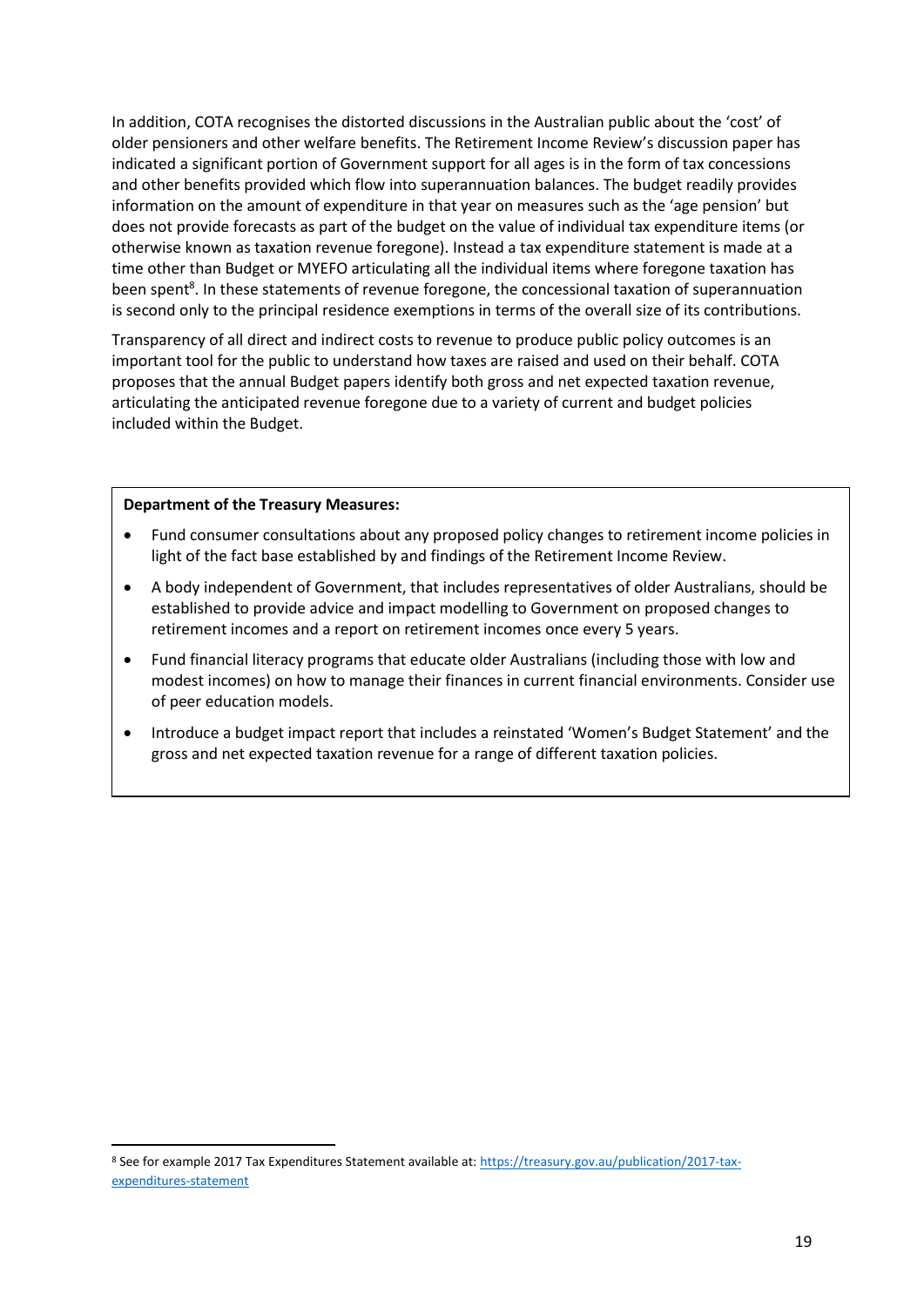In addition, COTA recognises the distorted discussions in the Australian public about the 'cost' of older pensioners and other welfare benefits. The Retirement Income Review's discussion paper has indicated a significant portion of Government support for all ages is in the form of tax concessions and other benefits provided which flow into superannuation balances. The budget readily provides information on the amount of expenditure in that year on measures such as the 'age pension' but does not provide forecasts as part of the budget on the value of individual tax expenditure items (or otherwise known as taxation revenue foregone). Instead a tax expenditure statement is made at a time other than Budget or MYEFO articulating all the individual items where foregone taxation has been spent[8]. In these statements of revenue foregone, the concessional taxation of superannuation is second only to the principal residence exemptions in terms of the overall size of its contributions.

Transparency of all direct and indirect costs to revenue to produce public policy outcomes is an important tool for the public to understand how taxes are raised and used on their behalf. COTA proposes that the annual Budget papers identify both gross and net expected taxation revenue, articulating the anticipated revenue foregone due to a variety of current and budget policies included within the Budget.

**Department of the Treasury Measures:**

- Fund consumer consultations about any proposed policy changes to retirement income policies in light of the fact base established by and findings of the Retirement Income Review.
- A body independent of Government, that includes representatives of older Australians, should be established to provide advice and impact modelling to Government on proposed changes to retirement incomes and a report on retirement incomes once every 5 years.
- Fund financial literacy programs that educate older Australians (including those with low and modest incomes) on how to manage their finances in current financial environments. Consider use of peer education models.
- Introduce a budget impact report that includes a reinstated 'Women's Budget Statement' and the gross and net expected taxation revenue for a range of different taxation policies.

---

[8] See for example 2017 Tax Expenditures Statement available at: https://treasury.gov.au/publication/2017-tax-expenditures-statement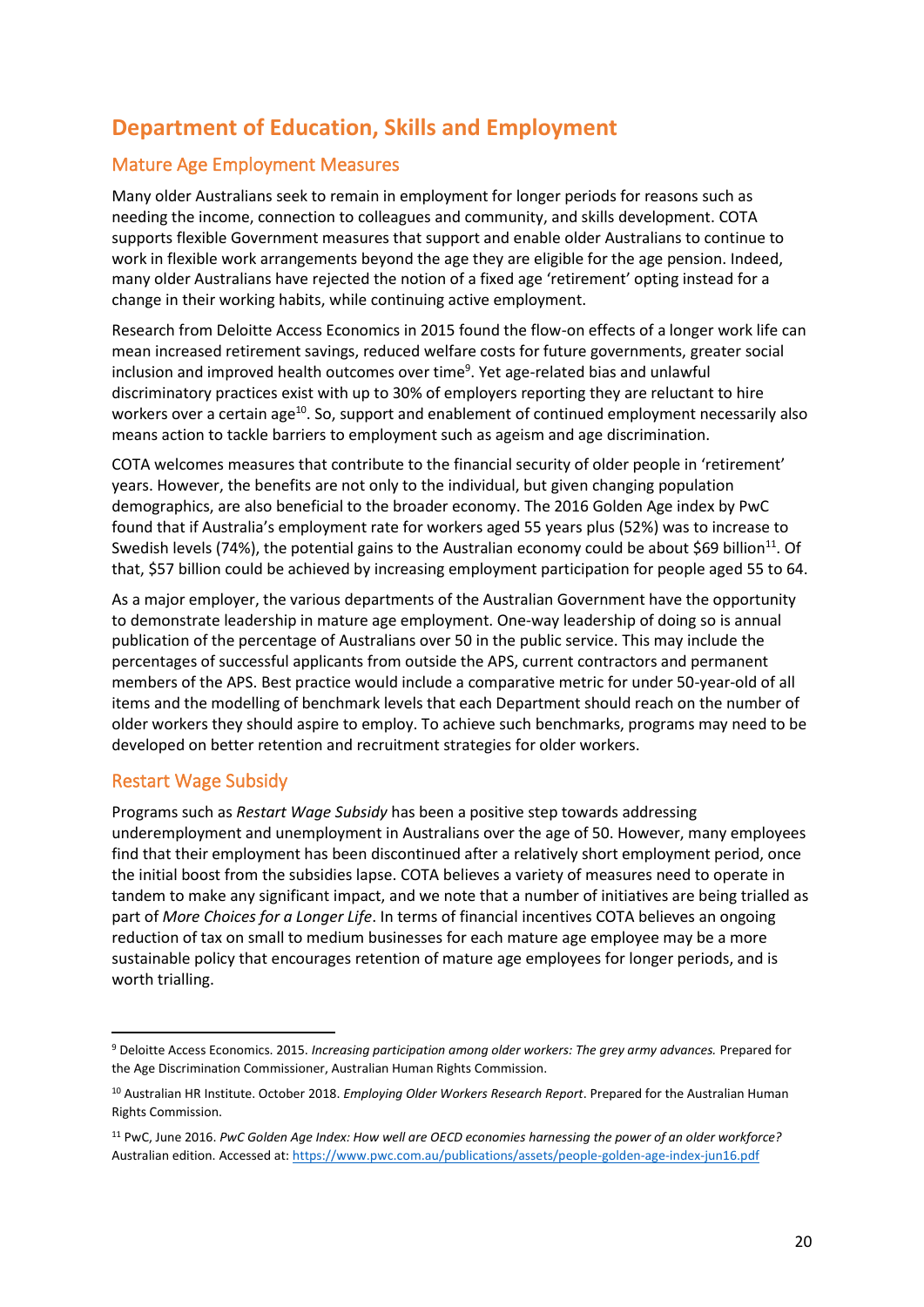# Department of Education, Skills and Employment

## Mature Age Employment Measures

Many older Australians seek to remain in employment for longer periods for reasons such as needing the income, connection to colleagues and community, and skills development. COTA supports flexible Government measures that support and enable older Australians to continue to work in flexible work arrangements beyond the age they are eligible for the age pension. Indeed, many older Australians have rejected the notion of a fixed age 'retirement' opting instead for a change in their working habits, while continuing active employment.

Research from Deloitte Access Economics in 2015 found the flow-on effects of a longer work life can mean increased retirement savings, reduced welfare costs for future governments, greater social inclusion and improved health outcomes over time[9]. Yet age-related bias and unlawful discriminatory practices exist with up to 30% of employers reporting they are reluctant to hire workers over a certain age[10]. So, support and enablement of continued employment necessarily also means action to tackle barriers to employment such as ageism and age discrimination.

COTA welcomes measures that contribute to the financial security of older people in 'retirement' years. However, the benefits are not only to the individual, but given changing population demographics, are also beneficial to the broader economy. The 2016 Golden Age index by PwC found that if Australia's employment rate for workers aged 55 years plus (52%) was to increase to Swedish levels (74%), the potential gains to the Australian economy could be about $69 billion[11]. Of that, $57 billion could be achieved by increasing employment participation for people aged 55 to 64.

As a major employer, the various departments of the Australian Government have the opportunity to demonstrate leadership in mature age employment. One-way leadership of doing so is annual publication of the percentage of Australians over 50 in the public service. This may include the percentages of successful applicants from outside the APS, current contractors and permanent members of the APS. Best practice would include a comparative metric for under 50-year-old of all items and the modelling of benchmark levels that each Department should reach on the number of older workers they should aspire to employ. To achieve such benchmarks, programs may need to be developed on better retention and recruitment strategies for older workers.

## Restart Wage Subsidy

Programs such as *Restart Wage Subsidy* has been a positive step towards addressing underemployment and unemployment in Australians over the age of 50. However, many employees find that their employment has been discontinued after a relatively short employment period, once the initial boost from the subsidies lapse. COTA believes a variety of measures need to operate in tandem to make any significant impact, and we note that a number of initiatives are being trialled as part of *More Choices for a Longer Life*. In terms of financial incentives COTA believes an ongoing reduction of tax on small to medium businesses for each mature age employee may be a more sustainable policy that encourages retention of mature age employees for longer periods, and is worth trialling.

---

[9] Deloitte Access Economics. 2015. *Increasing participation among older workers: The grey army advances.* Prepared for the Age Discrimination Commissioner, Australian Human Rights Commission.

[10] Australian HR Institute. October 2018. *Employing Older Workers Research Report*. Prepared for the Australian Human Rights Commission.

[11] PwC, June 2016. *PwC Golden Age Index: How well are OECD economies harnessing the power of an older workforce?* Australian edition. Accessed at: https://www.pwc.com.au/publications/assets/people-golden-age-index-jun16.pdf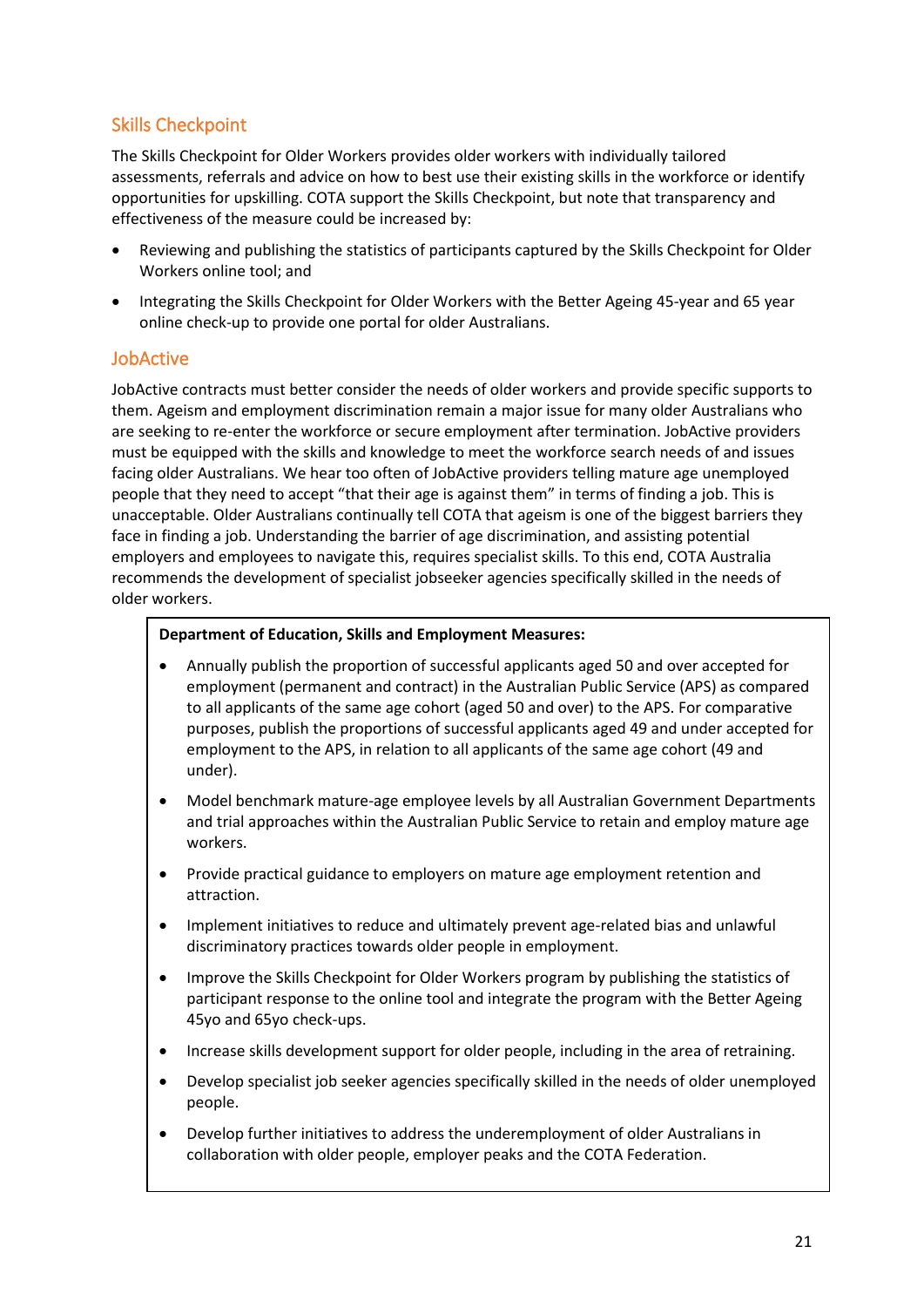## Skills Checkpoint

The Skills Checkpoint for Older Workers provides older workers with individually tailored assessments, referrals and advice on how to best use their existing skills in the workforce or identify opportunities for upskilling. COTA support the Skills Checkpoint, but note that transparency and effectiveness of the measure could be increased by:

- Reviewing and publishing the statistics of participants captured by the Skills Checkpoint for Older Workers online tool; and
- Integrating the Skills Checkpoint for Older Workers with the Better Ageing 45-year and 65 year online check-up to provide one portal for older Australians.

## JobActive

JobActive contracts must better consider the needs of older workers and provide specific supports to them. Ageism and employment discrimination remain a major issue for many older Australians who are seeking to re-enter the workforce or secure employment after termination. JobActive providers must be equipped with the skills and knowledge to meet the workforce search needs of and issues facing older Australians. We hear too often of JobActive providers telling mature age unemployed people that they need to accept "that their age is against them" in terms of finding a job. This is unacceptable. Older Australians continually tell COTA that ageism is one of the biggest barriers they face in finding a job. Understanding the barrier of age discrimination, and assisting potential employers and employees to navigate this, requires specialist skills. To this end, COTA Australia recommends the development of specialist jobseeker agencies specifically skilled in the needs of older workers.

**Department of Education, Skills and Employment Measures:**

- Annually publish the proportion of successful applicants aged 50 and over accepted for employment (permanent and contract) in the Australian Public Service (APS) as compared to all applicants of the same age cohort (aged 50 and over) to the APS. For comparative purposes, publish the proportions of successful applicants aged 49 and under accepted for employment to the APS, in relation to all applicants of the same age cohort (49 and under).
- Model benchmark mature-age employee levels by all Australian Government Departments and trial approaches within the Australian Public Service to retain and employ mature age workers.
- Provide practical guidance to employers on mature age employment retention and attraction.
- Implement initiatives to reduce and ultimately prevent age-related bias and unlawful discriminatory practices towards older people in employment.
- Improve the Skills Checkpoint for Older Workers program by publishing the statistics of participant response to the online tool and integrate the program with the Better Ageing 45yo and 65yo check-ups.
- Increase skills development support for older people, including in the area of retraining.
- Develop specialist job seeker agencies specifically skilled in the needs of older unemployed people.
- Develop further initiatives to address the underemployment of older Australians in collaboration with older people, employer peaks and the COTA Federation.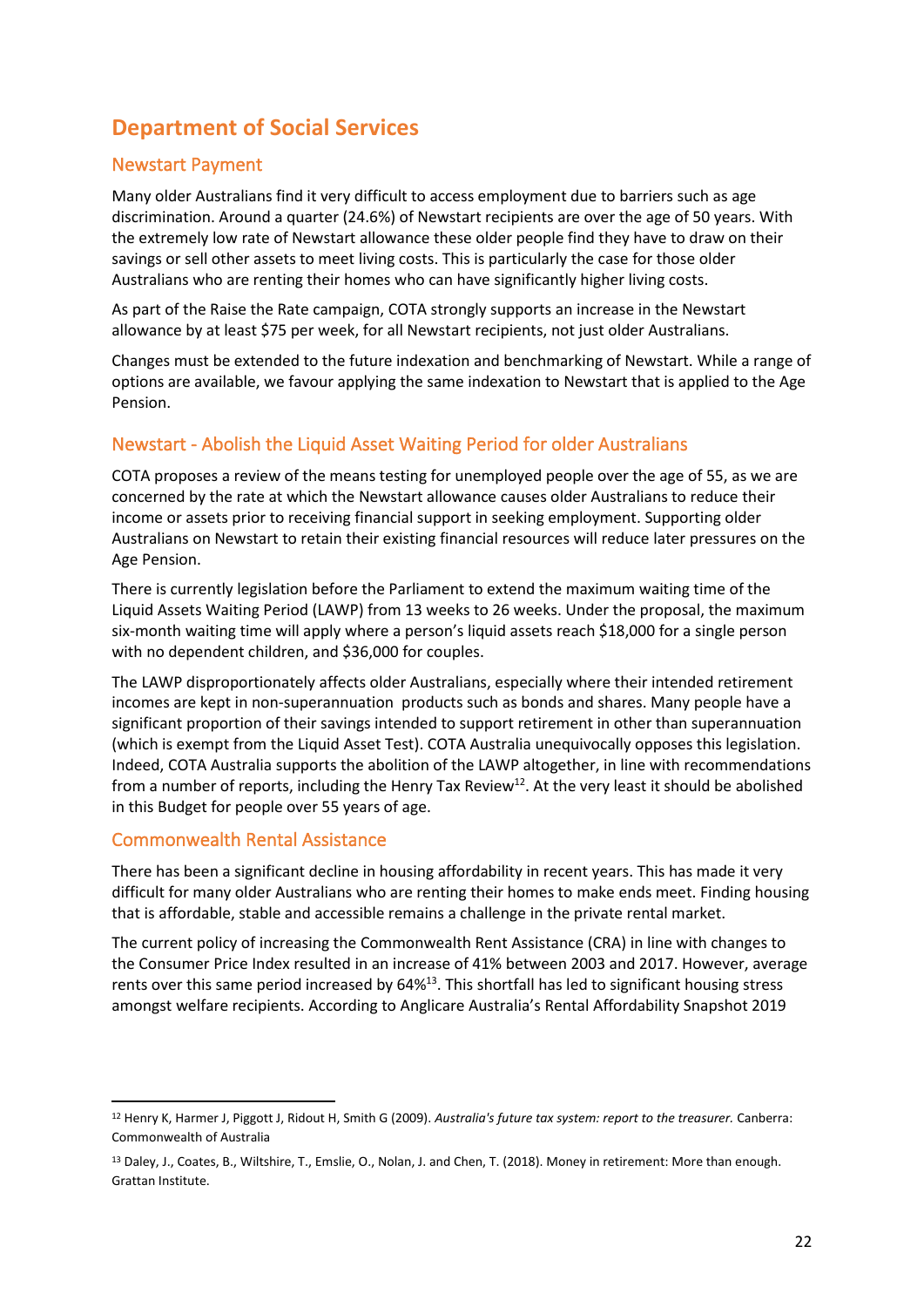## Department of Social Services

### Newstart Payment

Many older Australians find it very difficult to access employment due to barriers such as age discrimination. Around a quarter (24.6%) of Newstart recipients are over the age of 50 years. With the extremely low rate of Newstart allowance these older people find they have to draw on their savings or sell other assets to meet living costs. This is particularly the case for those older Australians who are renting their homes who can have significantly higher living costs.

As part of the Raise the Rate campaign, COTA strongly supports an increase in the Newstart allowance by at least $75 per week, for all Newstart recipients, not just older Australians.

Changes must be extended to the future indexation and benchmarking of Newstart. While a range of options are available, we favour applying the same indexation to Newstart that is applied to the Age Pension.

### Newstart - Abolish the Liquid Asset Waiting Period for older Australians

COTA proposes a review of the means testing for unemployed people over the age of 55, as we are concerned by the rate at which the Newstart allowance causes older Australians to reduce their income or assets prior to receiving financial support in seeking employment. Supporting older Australians on Newstart to retain their existing financial resources will reduce later pressures on the Age Pension.

There is currently legislation before the Parliament to extend the maximum waiting time of the Liquid Assets Waiting Period (LAWP) from 13 weeks to 26 weeks. Under the proposal, the maximum six-month waiting time will apply where a person's liquid assets reach $18,000 for a single person with no dependent children, and $36,000 for couples.

The LAWP disproportionately affects older Australians, especially where their intended retirement incomes are kept in non-superannuation products such as bonds and shares. Many people have a significant proportion of their savings intended to support retirement in other than superannuation (which is exempt from the Liquid Asset Test). COTA Australia unequivocally opposes this legislation. Indeed, COTA Australia supports the abolition of the LAWP altogether, in line with recommendations from a number of reports, including the Henry Tax Review[12]. At the very least it should be abolished in this Budget for people over 55 years of age.

### Commonwealth Rental Assistance

There has been a significant decline in housing affordability in recent years. This has made it very difficult for many older Australians who are renting their homes to make ends meet. Finding housing that is affordable, stable and accessible remains a challenge in the private rental market.

The current policy of increasing the Commonwealth Rent Assistance (CRA) in line with changes to the Consumer Price Index resulted in an increase of 41% between 2003 and 2017. However, average rents over this same period increased by 64%[13]. This shortfall has led to significant housing stress amongst welfare recipients. According to Anglicare Australia's Rental Affordability Snapshot 2019

---

[12] Henry K, Harmer J, Piggott J, Ridout H, Smith G (2009). *Australia's future tax system: report to the treasurer.* Canberra: Commonwealth of Australia

[13] Daley, J., Coates, B., Wiltshire, T., Emslie, O., Nolan, J. and Chen, T. (2018). Money in retirement: More than enough. Grattan Institute.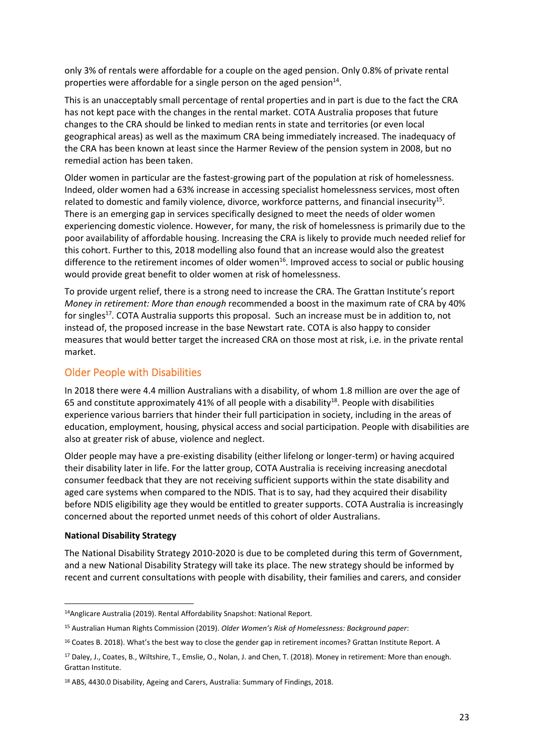only 3% of rentals were affordable for a couple on the aged pension. Only 0.8% of private rental properties were affordable for a single person on the aged pension[14].

This is an unacceptably small percentage of rental properties and in part is due to the fact the CRA has not kept pace with the changes in the rental market. COTA Australia proposes that future changes to the CRA should be linked to median rents in state and territories (or even local geographical areas) as well as the maximum CRA being immediately increased. The inadequacy of the CRA has been known at least since the Harmer Review of the pension system in 2008, but no remedial action has been taken.

Older women in particular are the fastest-growing part of the population at risk of homelessness. Indeed, older women had a 63% increase in accessing specialist homelessness services, most often related to domestic and family violence, divorce, workforce patterns, and financial insecurity[15]. There is an emerging gap in services specifically designed to meet the needs of older women experiencing domestic violence. However, for many, the risk of homelessness is primarily due to the poor availability of affordable housing. Increasing the CRA is likely to provide much needed relief for this cohort. Further to this, 2018 modelling also found that an increase would also the greatest difference to the retirement incomes of older women[16]. Improved access to social or public housing would provide great benefit to older women at risk of homelessness.

To provide urgent relief, there is a strong need to increase the CRA. The Grattan Institute's report *Money in retirement: More than enough* recommended a boost in the maximum rate of CRA by 40% for singles[17]. COTA Australia supports this proposal. Such an increase must be in addition to, not instead of, the proposed increase in the base Newstart rate. COTA is also happy to consider measures that would better target the increased CRA on those most at risk, i.e. in the private rental market.

## Older People with Disabilities

In 2018 there were 4.4 million Australians with a disability, of whom 1.8 million are over the age of 65 and constitute approximately 41% of all people with a disability[18]. People with disabilities experience various barriers that hinder their full participation in society, including in the areas of education, employment, housing, physical access and social participation. People with disabilities are also at greater risk of abuse, violence and neglect.

Older people may have a pre-existing disability (either lifelong or longer-term) or having acquired their disability later in life. For the latter group, COTA Australia is receiving increasing anecdotal consumer feedback that they are not receiving sufficient supports within the state disability and aged care systems when compared to the NDIS. That is to say, had they acquired their disability before NDIS eligibility age they would be entitled to greater supports. COTA Australia is increasingly concerned about the reported unmet needs of this cohort of older Australians.

**National Disability Strategy**

The National Disability Strategy 2010-2020 is due to be completed during this term of Government, and a new National Disability Strategy will take its place. The new strategy should be informed by recent and current consultations with people with disability, their families and carers, and consider

---

[14] Anglicare Australia (2019). Rental Affordability Snapshot: National Report.

[15] Australian Human Rights Commission (2019). *Older Women's Risk of Homelessness: Background paper*:

[16] Coates B. 2018). What's the best way to close the gender gap in retirement incomes? Grattan Institute Report. A

[17] Daley, J., Coates, B., Wiltshire, T., Emslie, O., Nolan, J. and Chen, T. (2018). Money in retirement: More than enough. Grattan Institute.

[18] ABS, 4430.0 Disability, Ageing and Carers, Australia: Summary of Findings, 2018.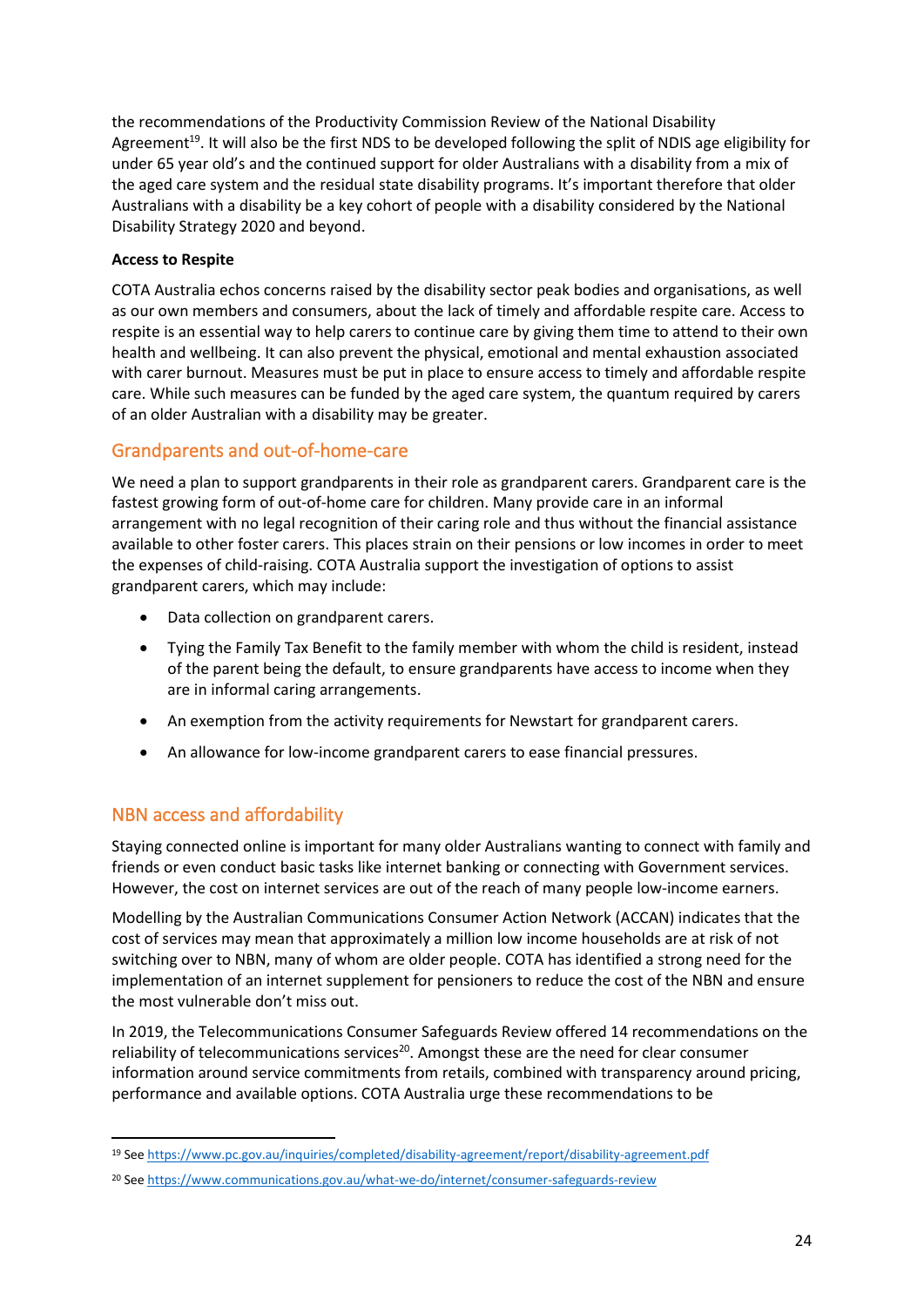the recommendations of the Productivity Commission Review of the National Disability Agreement[19]. It will also be the first NDS to be developed following the split of NDIS age eligibility for under 65 year old's and the continued support for older Australians with a disability from a mix of the aged care system and the residual state disability programs. It's important therefore that older Australians with a disability be a key cohort of people with a disability considered by the National Disability Strategy 2020 and beyond.

**Access to Respite**

COTA Australia echos concerns raised by the disability sector peak bodies and organisations, as well as our own members and consumers, about the lack of timely and affordable respite care. Access to respite is an essential way to help carers to continue care by giving them time to attend to their own health and wellbeing. It can also prevent the physical, emotional and mental exhaustion associated with carer burnout. Measures must be put in place to ensure access to timely and affordable respite care. While such measures can be funded by the aged care system, the quantum required by carers of an older Australian with a disability may be greater.

## Grandparents and out-of-home-care

We need a plan to support grandparents in their role as grandparent carers. Grandparent care is the fastest growing form of out-of-home care for children. Many provide care in an informal arrangement with no legal recognition of their caring role and thus without the financial assistance available to other foster carers. This places strain on their pensions or low incomes in order to meet the expenses of child-raising. COTA Australia support the investigation of options to assist grandparent carers, which may include:

- Data collection on grandparent carers.
- Tying the Family Tax Benefit to the family member with whom the child is resident, instead of the parent being the default, to ensure grandparents have access to income when they are in informal caring arrangements.
- An exemption from the activity requirements for Newstart for grandparent carers.
- An allowance for low-income grandparent carers to ease financial pressures.

## NBN access and affordability

Staying connected online is important for many older Australians wanting to connect with family and friends or even conduct basic tasks like internet banking or connecting with Government services. However, the cost on internet services are out of the reach of many people low-income earners.

Modelling by the Australian Communications Consumer Action Network (ACCAN) indicates that the cost of services may mean that approximately a million low income households are at risk of not switching over to NBN, many of whom are older people. COTA has identified a strong need for the implementation of an internet supplement for pensioners to reduce the cost of the NBN and ensure the most vulnerable don't miss out.

In 2019, the Telecommunications Consumer Safeguards Review offered 14 recommendations on the reliability of telecommunications services[20]. Amongst these are the need for clear consumer information around service commitments from retails, combined with transparency around pricing, performance and available options. COTA Australia urge these recommendations to be

---

[19] See https://www.pc.gov.au/inquiries/completed/disability-agreement/report/disability-agreement.pdf

[20] See https://www.communications.gov.au/what-we-do/internet/consumer-safeguards-review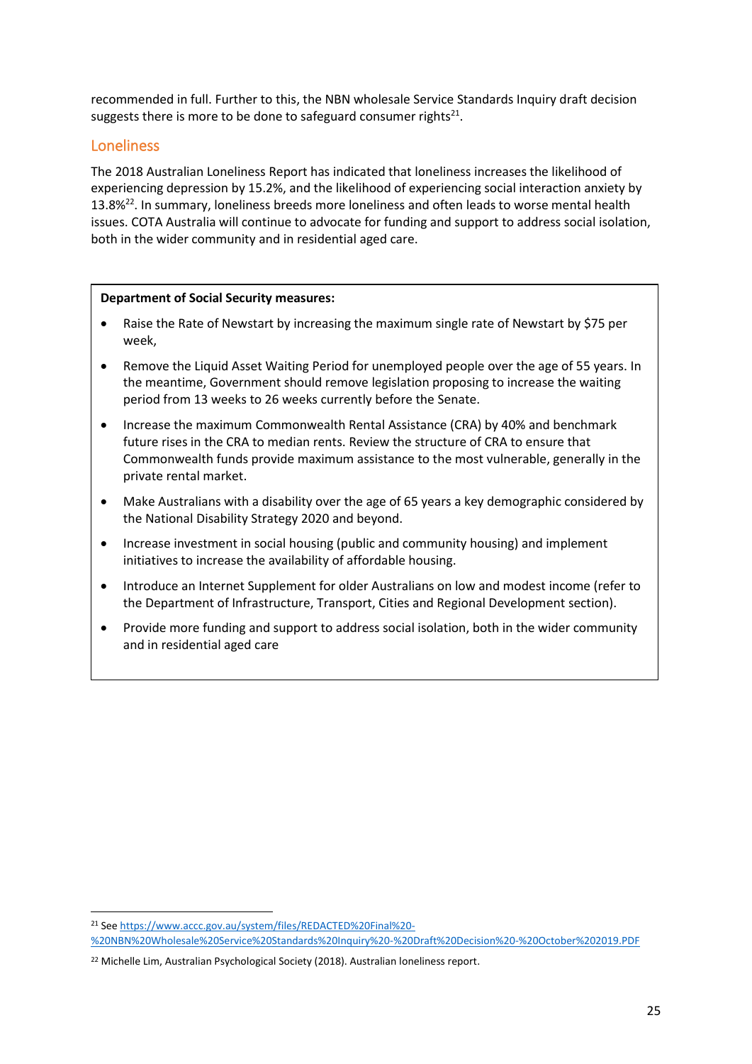recommended in full. Further to this, the NBN wholesale Service Standards Inquiry draft decision suggests there is more to be done to safeguard consumer rights[21].

## Loneliness

The 2018 Australian Loneliness Report has indicated that loneliness increases the likelihood of experiencing depression by 15.2%, and the likelihood of experiencing social interaction anxiety by 13.8%[22]. In summary, loneliness breeds more loneliness and often leads to worse mental health issues. COTA Australia will continue to advocate for funding and support to address social isolation, both in the wider community and in residential aged care.

**Department of Social Security measures:**

- Raise the Rate of Newstart by increasing the maximum single rate of Newstart by $75 per week,
- Remove the Liquid Asset Waiting Period for unemployed people over the age of 55 years. In the meantime, Government should remove legislation proposing to increase the waiting period from 13 weeks to 26 weeks currently before the Senate.
- Increase the maximum Commonwealth Rental Assistance (CRA) by 40% and benchmark future rises in the CRA to median rents. Review the structure of CRA to ensure that Commonwealth funds provide maximum assistance to the most vulnerable, generally in the private rental market.
- Make Australians with a disability over the age of 65 years a key demographic considered by the National Disability Strategy 2020 and beyond.
- Increase investment in social housing (public and community housing) and implement initiatives to increase the availability of affordable housing.
- Introduce an Internet Supplement for older Australians on low and modest income (refer to the Department of Infrastructure, Transport, Cities and Regional Development section).
- Provide more funding and support to address social isolation, both in the wider community and in residential aged care

---

[21] See https://www.accc.gov.au/system/files/REDACTED%20Final%20-%20NBN%20Wholesale%20Service%20Standards%20Inquiry%20-%20Draft%20Decision%20-%20October%202019.PDF

[22] Michelle Lim, Australian Psychological Society (2018). Australian loneliness report.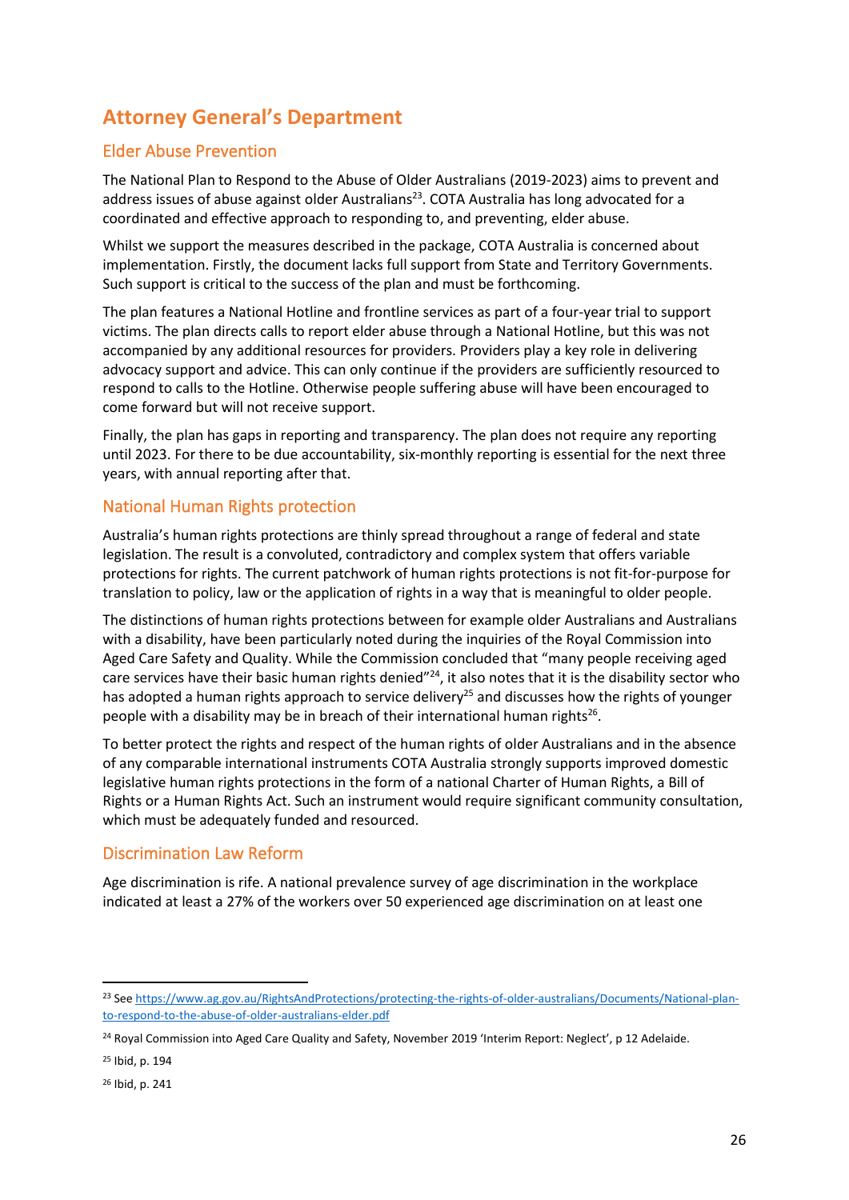## Attorney General's Department

### Elder Abuse Prevention

The National Plan to Respond to the Abuse of Older Australians (2019-2023) aims to prevent and address issues of abuse against older Australians[23]. COTA Australia has long advocated for a coordinated and effective approach to responding to, and preventing, elder abuse.

Whilst we support the measures described in the package, COTA Australia is concerned about implementation. Firstly, the document lacks full support from State and Territory Governments. Such support is critical to the success of the plan and must be forthcoming.

The plan features a National Hotline and frontline services as part of a four-year trial to support victims. The plan directs calls to report elder abuse through a National Hotline, but this was not accompanied by any additional resources for providers. Providers play a key role in delivering advocacy support and advice. This can only continue if the providers are sufficiently resourced to respond to calls to the Hotline. Otherwise people suffering abuse will have been encouraged to come forward but will not receive support.

Finally, the plan has gaps in reporting and transparency. The plan does not require any reporting until 2023. For there to be due accountability, six-monthly reporting is essential for the next three years, with annual reporting after that.

### National Human Rights protection

Australia's human rights protections are thinly spread throughout a range of federal and state legislation. The result is a convoluted, contradictory and complex system that offers variable protections for rights. The current patchwork of human rights protections is not fit-for-purpose for translation to policy, law or the application of rights in a way that is meaningful to older people.

The distinctions of human rights protections between for example older Australians and Australians with a disability, have been particularly noted during the inquiries of the Royal Commission into Aged Care Safety and Quality. While the Commission concluded that "many people receiving aged care services have their basic human rights denied"[24], it also notes that it is the disability sector who has adopted a human rights approach to service delivery[25] and discusses how the rights of younger people with a disability may be in breach of their international human rights[26].

To better protect the rights and respect of the human rights of older Australians and in the absence of any comparable international instruments COTA Australia strongly supports improved domestic legislative human rights protections in the form of a national Charter of Human Rights, a Bill of Rights or a Human Rights Act. Such an instrument would require significant community consultation, which must be adequately funded and resourced.

### Discrimination Law Reform

Age discrimination is rife. A national prevalence survey of age discrimination in the workplace indicated at least a 27% of the workers over 50 experienced age discrimination on at least one

---

[23] See https://www.ag.gov.au/RightsAndProtections/protecting-the-rights-of-older-australians/Documents/National-plan-to-respond-to-the-abuse-of-older-australians-elder.pdf

[24] Royal Commission into Aged Care Quality and Safety, November 2019 'Interim Report: Neglect', p 12 Adelaide.

[25] Ibid, p. 194

[26] Ibid, p. 241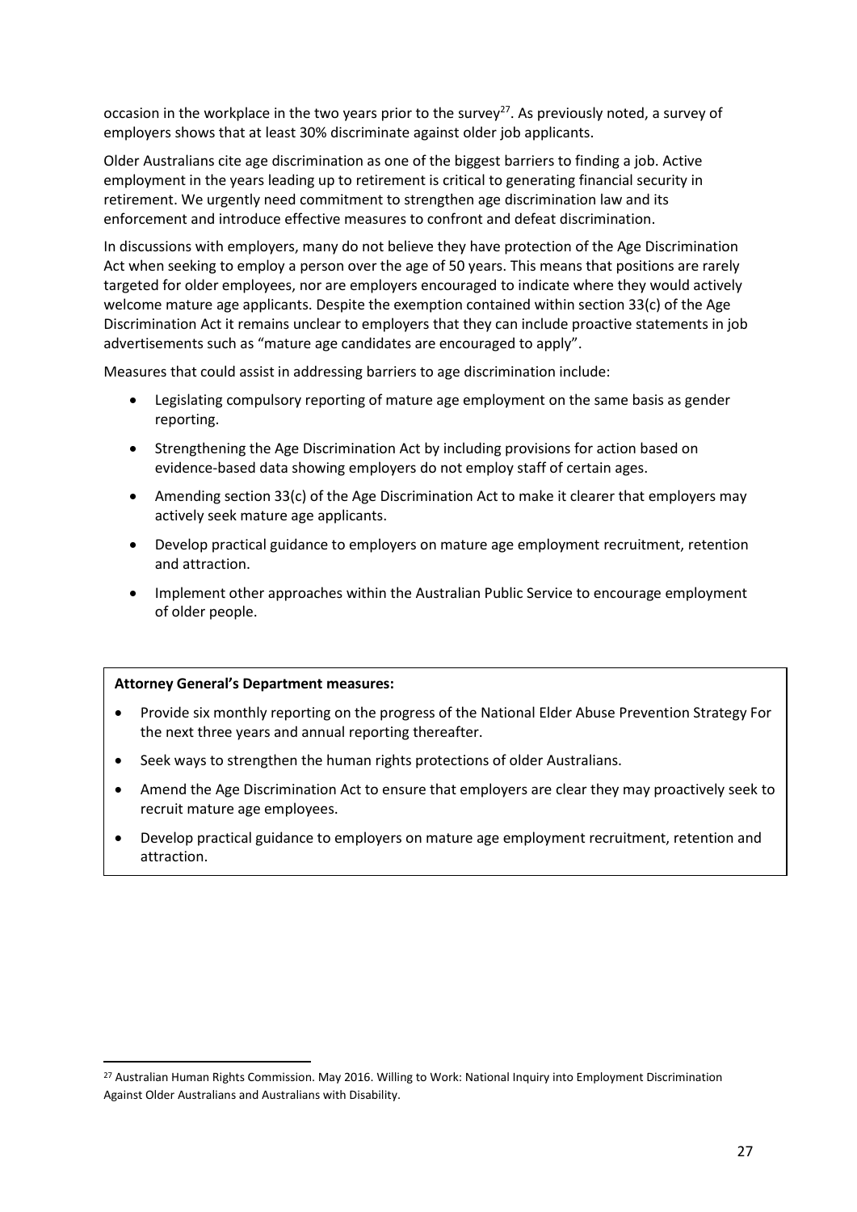occasion in the workplace in the two years prior to the survey[27]. As previously noted, a survey of employers shows that at least 30% discriminate against older job applicants.

Older Australians cite age discrimination as one of the biggest barriers to finding a job. Active employment in the years leading up to retirement is critical to generating financial security in retirement. We urgently need commitment to strengthen age discrimination law and its enforcement and introduce effective measures to confront and defeat discrimination.

In discussions with employers, many do not believe they have protection of the Age Discrimination Act when seeking to employ a person over the age of 50 years. This means that positions are rarely targeted for older employees, nor are employers encouraged to indicate where they would actively welcome mature age applicants. Despite the exemption contained within section 33(c) of the Age Discrimination Act it remains unclear to employers that they can include proactive statements in job advertisements such as "mature age candidates are encouraged to apply".

Measures that could assist in addressing barriers to age discrimination include:

- Legislating compulsory reporting of mature age employment on the same basis as gender reporting.
- Strengthening the Age Discrimination Act by including provisions for action based on evidence-based data showing employers do not employ staff of certain ages.
- Amending section 33(c) of the Age Discrimination Act to make it clearer that employers may actively seek mature age applicants.
- Develop practical guidance to employers on mature age employment recruitment, retention and attraction.
- Implement other approaches within the Australian Public Service to encourage employment of older people.

**Attorney General's Department measures:**

- Provide six monthly reporting on the progress of the National Elder Abuse Prevention Strategy For the next three years and annual reporting thereafter.
- Seek ways to strengthen the human rights protections of older Australians.
- Amend the Age Discrimination Act to ensure that employers are clear they may proactively seek to recruit mature age employees.
- Develop practical guidance to employers on mature age employment recruitment, retention and attraction.

[27] Australian Human Rights Commission. May 2016. Willing to Work: National Inquiry into Employment Discrimination Against Older Australians and Australians with Disability.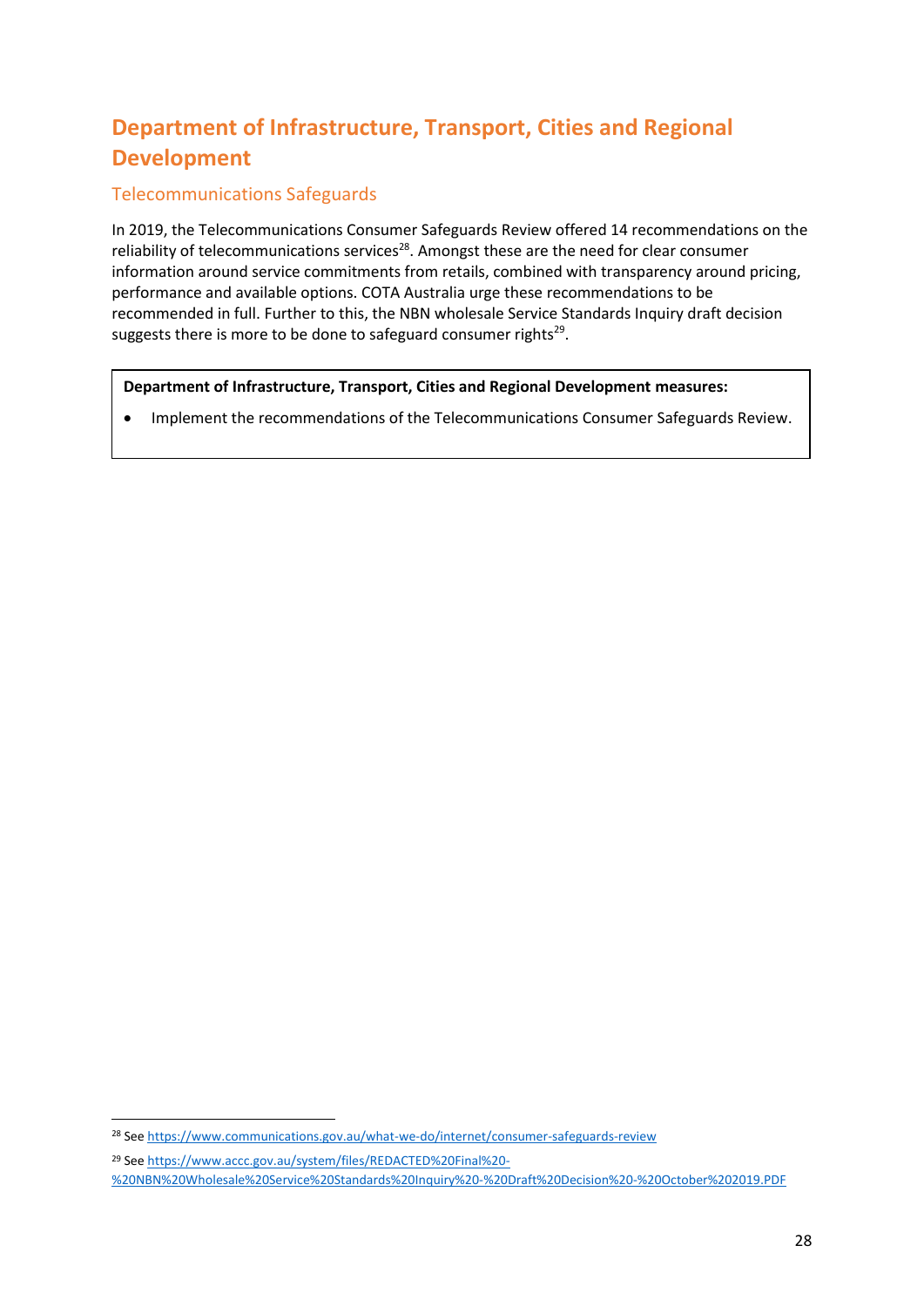## Department of Infrastructure, Transport, Cities and Regional Development

### Telecommunications Safeguards

In 2019, the Telecommunications Consumer Safeguards Review offered 14 recommendations on the reliability of telecommunications services[28]. Amongst these are the need for clear consumer information around service commitments from retails, combined with transparency around pricing, performance and available options. COTA Australia urge these recommendations to be recommended in full. Further to this, the NBN wholesale Service Standards Inquiry draft decision suggests there is more to be done to safeguard consumer rights[29].

**Department of Infrastructure, Transport, Cities and Regional Development measures:**

- Implement the recommendations of the Telecommunications Consumer Safeguards Review.

---

[28] See https://www.communications.gov.au/what-we-do/internet/consumer-safeguards-review

[29] See https://www.accc.gov.au/system/files/REDACTED%20Final%20-%20NBN%20Wholesale%20Service%20Standards%20Inquiry%20-%20Draft%20Decision%20-%20October%202019.PDF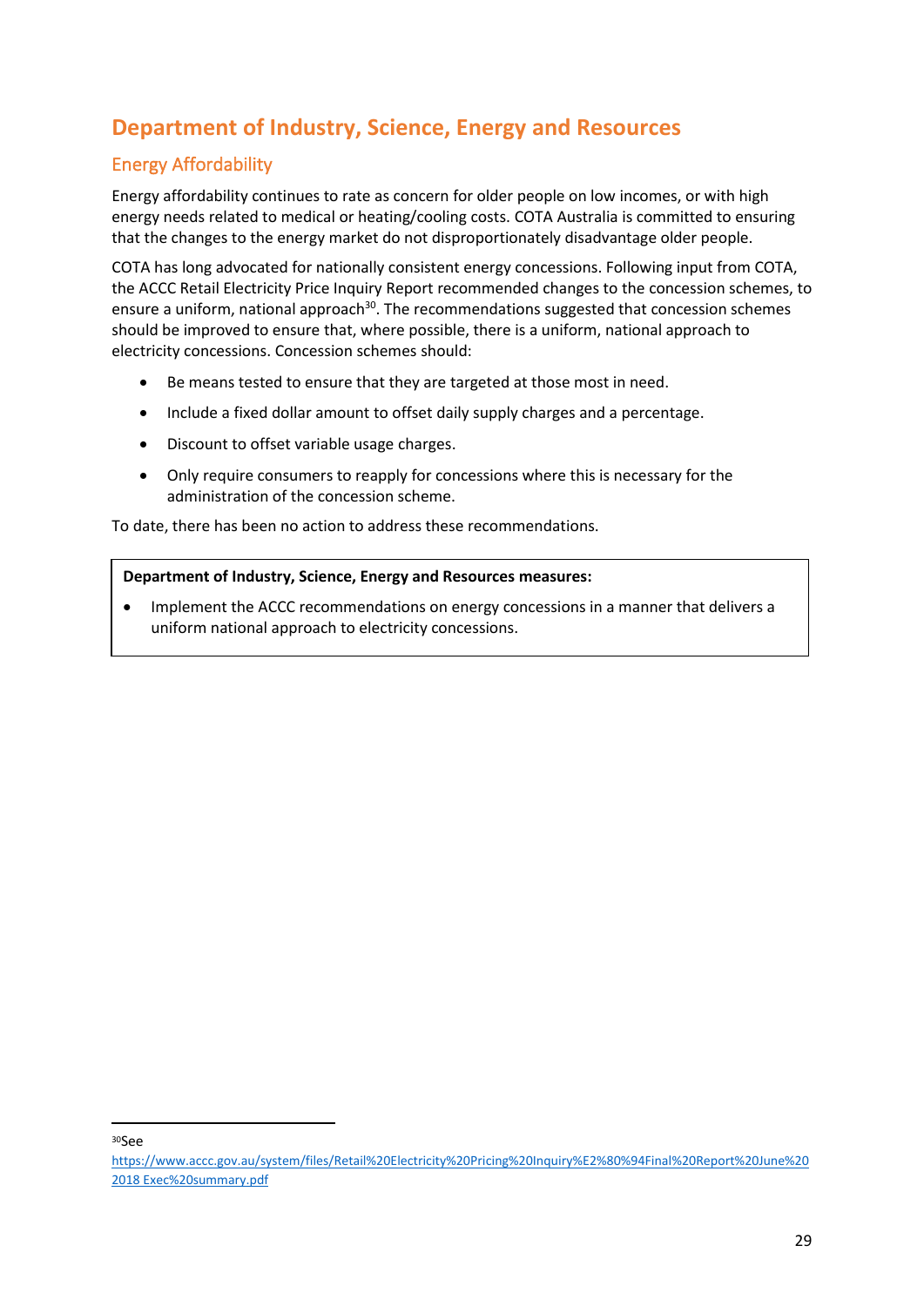# Department of Industry, Science, Energy and Resources

## Energy Affordability

Energy affordability continues to rate as concern for older people on low incomes, or with high energy needs related to medical or heating/cooling costs. COTA Australia is committed to ensuring that the changes to the energy market do not disproportionately disadvantage older people.

COTA has long advocated for nationally consistent energy concessions. Following input from COTA, the ACCC Retail Electricity Price Inquiry Report recommended changes to the concession schemes, to ensure a uniform, national approach[30]. The recommendations suggested that concession schemes should be improved to ensure that, where possible, there is a uniform, national approach to electricity concessions. Concession schemes should:

- Be means tested to ensure that they are targeted at those most in need.
- Include a fixed dollar amount to offset daily supply charges and a percentage.
- Discount to offset variable usage charges.
- Only require consumers to reapply for concessions where this is necessary for the administration of the concession scheme.

To date, there has been no action to address these recommendations.

> **Department of Industry, Science, Energy and Resources measures:**
>
> - Implement the ACCC recommendations on energy concessions in a manner that delivers a uniform national approach to electricity concessions.

---

[30] See https://www.accc.gov.au/system/files/Retail%20Electricity%20Pricing%20Inquiry%E2%80%94Final%20Report%20June%202018 Exec%20summary.pdf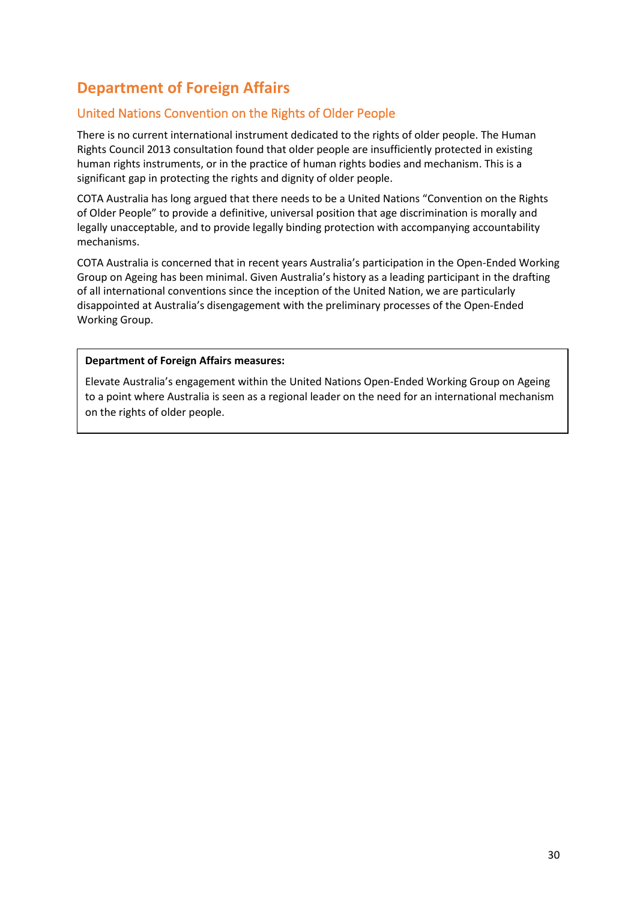## Department of Foreign Affairs

### United Nations Convention on the Rights of Older People

There is no current international instrument dedicated to the rights of older people. The Human Rights Council 2013 consultation found that older people are insufficiently protected in existing human rights instruments, or in the practice of human rights bodies and mechanism. This is a significant gap in protecting the rights and dignity of older people.

COTA Australia has long argued that there needs to be a United Nations "Convention on the Rights of Older People" to provide a definitive, universal position that age discrimination is morally and legally unacceptable, and to provide legally binding protection with accompanying accountability mechanisms.

COTA Australia is concerned that in recent years Australia's participation in the Open-Ended Working Group on Ageing has been minimal. Given Australia's history as a leading participant in the drafting of all international conventions since the inception of the United Nation, we are particularly disappointed at Australia's disengagement with the preliminary processes of the Open-Ended Working Group.

**Department of Foreign Affairs measures:**

Elevate Australia's engagement within the United Nations Open-Ended Working Group on Ageing to a point where Australia is seen as a regional leader on the need for an international mechanism on the rights of older people.